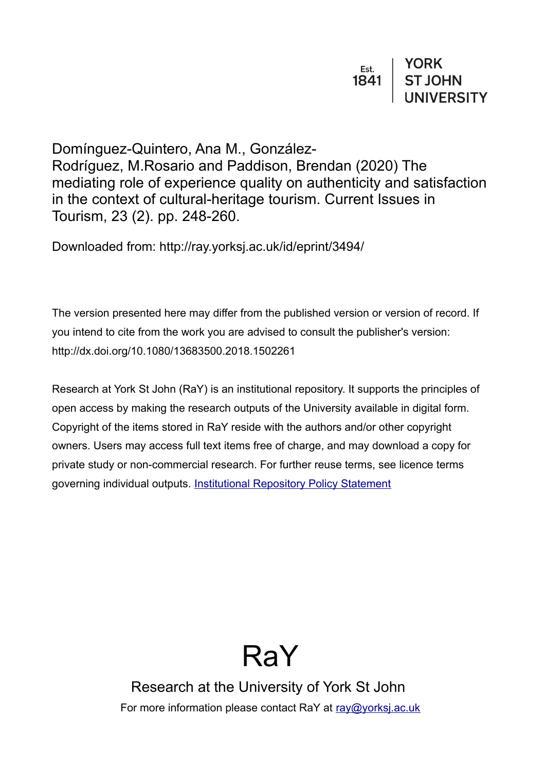Est. 1841 | YORK ST JOHN UNIVERSITY

Domínguez-Quintero, Ana M., González-Rodríguez, M.Rosario and Paddison, Brendan (2020) The mediating role of experience quality on authenticity and satisfaction in the context of cultural-heritage tourism. Current Issues in Tourism, 23 (2). pp. 248-260.

Downloaded from: http://ray.yorksj.ac.uk/id/eprint/3494/

The version presented here may differ from the published version or version of record. If you intend to cite from the work you are advised to consult the publisher's version: http://dx.doi.org/10.1080/13683500.2018.1502261

Research at York St John (RaY) is an institutional repository. It supports the principles of open access by making the research outputs of the University available in digital form. Copyright of the items stored in RaY reside with the authors and/or other copyright owners. Users may access full text items free of charge, and may download a copy for private study or non-commercial research. For further reuse terms, see licence terms governing individual outputs. [Institutional Repository Policy Statement]

# RaY

Research at the University of York St John

For more information please contact RaY at [ray@yorksj.ac.uk]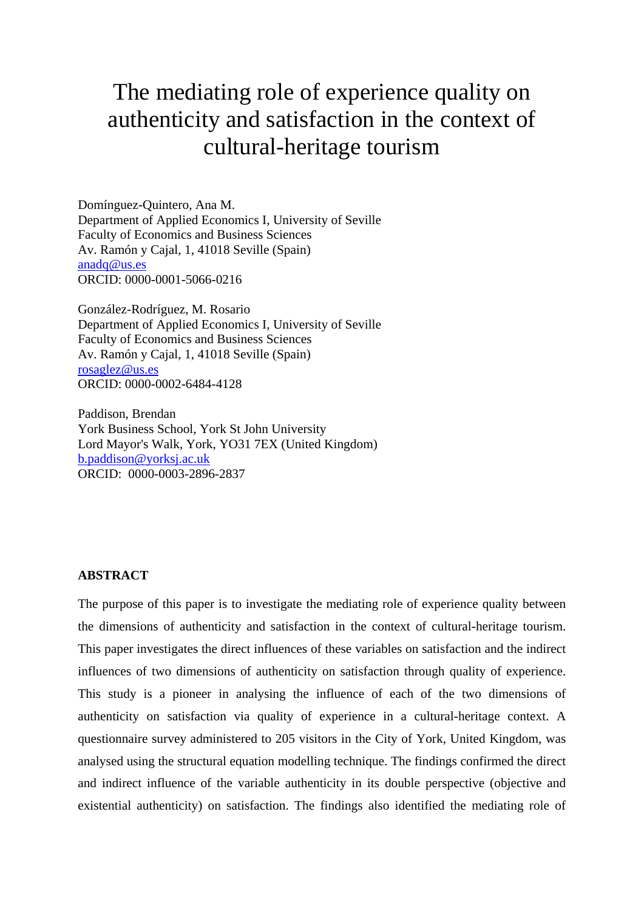# The mediating role of experience quality on authenticity and satisfaction in the context of cultural-heritage tourism

Domínguez-Quintero, Ana M.
Department of Applied Economics I, University of Seville
Faculty of Economics and Business Sciences
Av. Ramón y Cajal, 1, 41018 Seville (Spain)
anadq@us.es
ORCID: 0000-0001-5066-0216

González-Rodríguez, M. Rosario
Department of Applied Economics I, University of Seville
Faculty of Economics and Business Sciences
Av. Ramón y Cajal, 1, 41018 Seville (Spain)
rosaglez@us.es
ORCID: 0000-0002-6484-4128

Paddison, Brendan
York Business School, York St John University
Lord Mayor's Walk, York, YO31 7EX (United Kingdom)
b.paddison@yorksj.ac.uk
ORCID: 0000-0003-2896-2837

**ABSTRACT**

The purpose of this paper is to investigate the mediating role of experience quality between the dimensions of authenticity and satisfaction in the context of cultural-heritage tourism. This paper investigates the direct influences of these variables on satisfaction and the indirect influences of two dimensions of authenticity on satisfaction through quality of experience. This study is a pioneer in analysing the influence of each of the two dimensions of authenticity on satisfaction via quality of experience in a cultural-heritage context. A questionnaire survey administered to 205 visitors in the City of York, United Kingdom, was analysed using the structural equation modelling technique. The findings confirmed the direct and indirect influence of the variable authenticity in its double perspective (objective and existential authenticity) on satisfaction. The findings also identified the mediating role of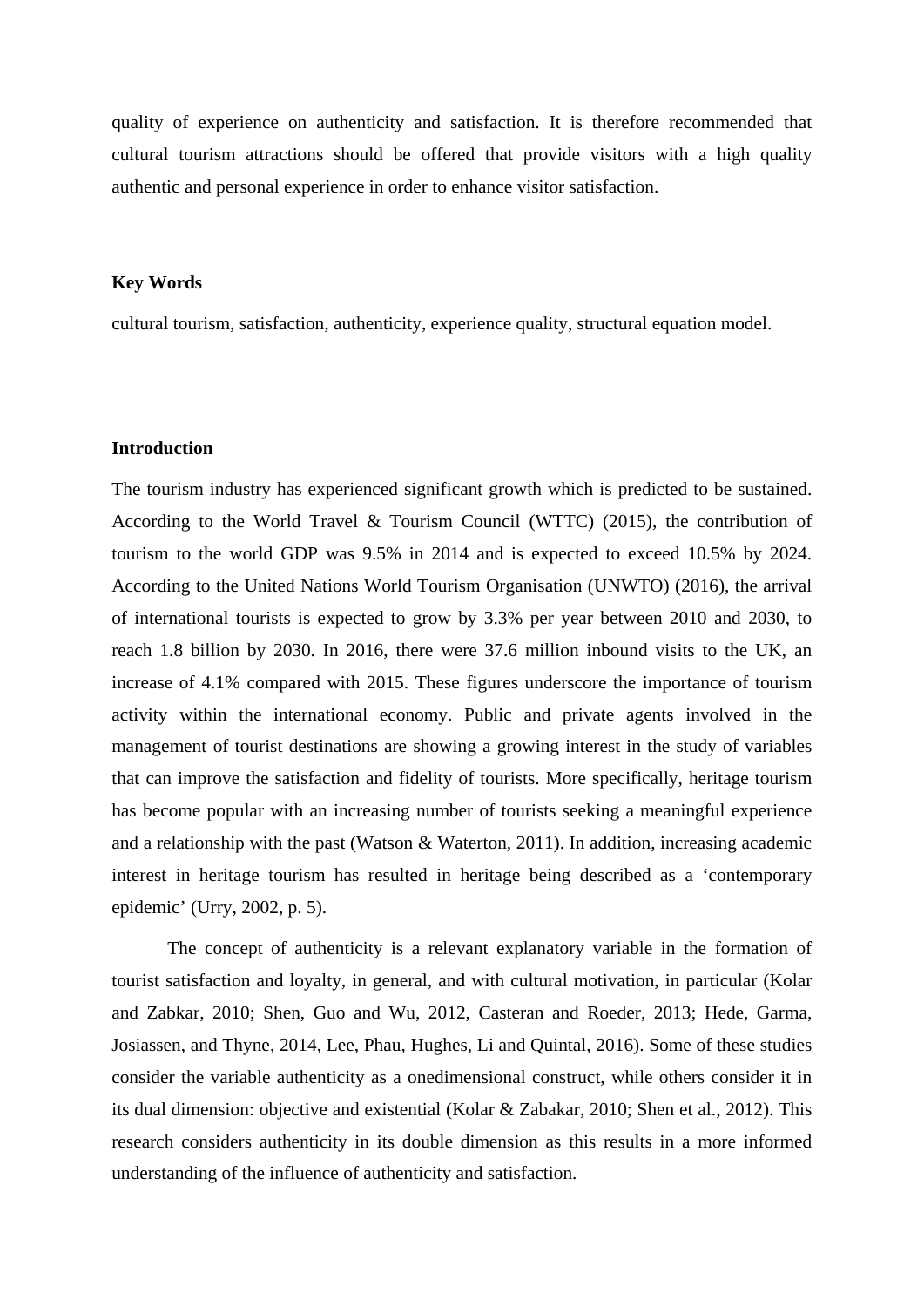quality of experience on authenticity and satisfaction. It is therefore recommended that cultural tourism attractions should be offered that provide visitors with a high quality authentic and personal experience in order to enhance visitor satisfaction.

**Key Words**

cultural tourism, satisfaction, authenticity, experience quality, structural equation model.

**Introduction**

The tourism industry has experienced significant growth which is predicted to be sustained. According to the World Travel & Tourism Council (WTTC) (2015), the contribution of tourism to the world GDP was 9.5% in 2014 and is expected to exceed 10.5% by 2024. According to the United Nations World Tourism Organisation (UNWTO) (2016), the arrival of international tourists is expected to grow by 3.3% per year between 2010 and 2030, to reach 1.8 billion by 2030. In 2016, there were 37.6 million inbound visits to the UK, an increase of 4.1% compared with 2015. These figures underscore the importance of tourism activity within the international economy. Public and private agents involved in the management of tourist destinations are showing a growing interest in the study of variables that can improve the satisfaction and fidelity of tourists. More specifically, heritage tourism has become popular with an increasing number of tourists seeking a meaningful experience and a relationship with the past (Watson & Waterton, 2011). In addition, increasing academic interest in heritage tourism has resulted in heritage being described as a 'contemporary epidemic' (Urry, 2002, p. 5).

The concept of authenticity is a relevant explanatory variable in the formation of tourist satisfaction and loyalty, in general, and with cultural motivation, in particular (Kolar and Zabkar, 2010; Shen, Guo and Wu, 2012, Casteran and Roeder, 2013; Hede, Garma, Josiassen, and Thyne, 2014, Lee, Phau, Hughes, Li and Quintal, 2016). Some of these studies consider the variable authenticity as a onedimensional construct, while others consider it in its dual dimension: objective and existential (Kolar & Zabakar, 2010; Shen et al., 2012). This research considers authenticity in its double dimension as this results in a more informed understanding of the influence of authenticity and satisfaction.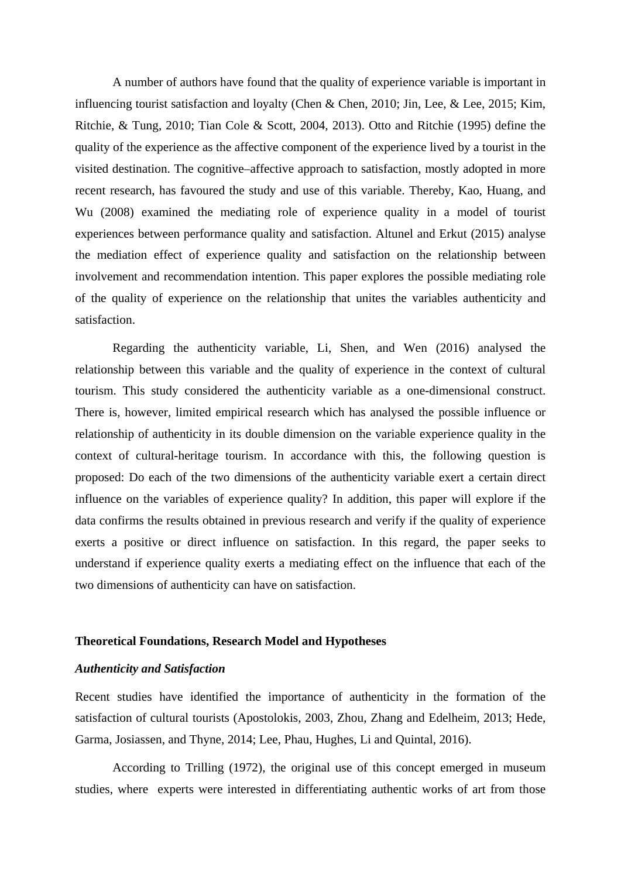A number of authors have found that the quality of experience variable is important in influencing tourist satisfaction and loyalty (Chen & Chen, 2010; Jin, Lee, & Lee, 2015; Kim, Ritchie, & Tung, 2010; Tian Cole & Scott, 2004, 2013). Otto and Ritchie (1995) define the quality of the experience as the affective component of the experience lived by a tourist in the visited destination. The cognitive–affective approach to satisfaction, mostly adopted in more recent research, has favoured the study and use of this variable. Thereby, Kao, Huang, and Wu (2008) examined the mediating role of experience quality in a model of tourist experiences between performance quality and satisfaction. Altunel and Erkut (2015) analyse the mediation effect of experience quality and satisfaction on the relationship between involvement and recommendation intention. This paper explores the possible mediating role of the quality of experience on the relationship that unites the variables authenticity and satisfaction.

Regarding the authenticity variable, Li, Shen, and Wen (2016) analysed the relationship between this variable and the quality of experience in the context of cultural tourism. This study considered the authenticity variable as a one-dimensional construct. There is, however, limited empirical research which has analysed the possible influence or relationship of authenticity in its double dimension on the variable experience quality in the context of cultural-heritage tourism. In accordance with this, the following question is proposed: Do each of the two dimensions of the authenticity variable exert a certain direct influence on the variables of experience quality? In addition, this paper will explore if the data confirms the results obtained in previous research and verify if the quality of experience exerts a positive or direct influence on satisfaction. In this regard, the paper seeks to understand if experience quality exerts a mediating effect on the influence that each of the two dimensions of authenticity can have on satisfaction.

## Theoretical Foundations, Research Model and Hypotheses

### *Authenticity and Satisfaction*

Recent studies have identified the importance of authenticity in the formation of the satisfaction of cultural tourists (Apostolokis, 2003, Zhou, Zhang and Edelheim, 2013; Hede, Garma, Josiassen, and Thyne, 2014; Lee, Phau, Hughes, Li and Quintal, 2016).

According to Trilling (1972), the original use of this concept emerged in museum studies, where experts were interested in differentiating authentic works of art from those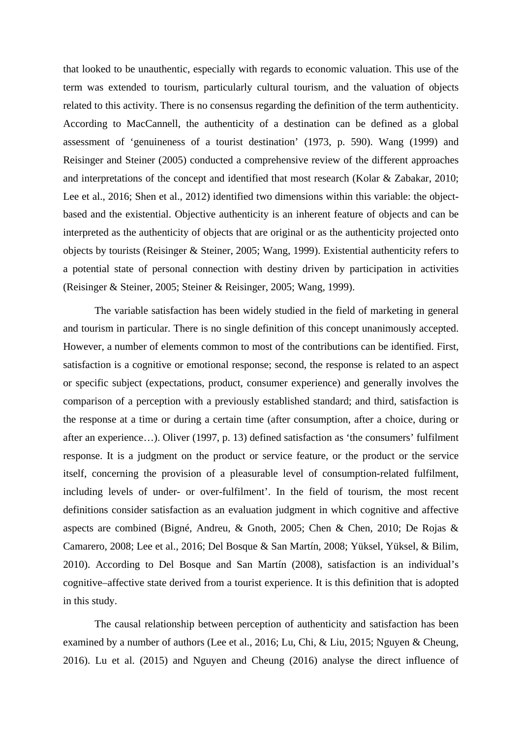that looked to be unauthentic, especially with regards to economic valuation. This use of the term was extended to tourism, particularly cultural tourism, and the valuation of objects related to this activity. There is no consensus regarding the definition of the term authenticity. According to MacCannell, the authenticity of a destination can be defined as a global assessment of 'genuineness of a tourist destination' (1973, p. 590). Wang (1999) and Reisinger and Steiner (2005) conducted a comprehensive review of the different approaches and interpretations of the concept and identified that most research (Kolar & Zabakar, 2010; Lee et al., 2016; Shen et al., 2012) identified two dimensions within this variable: the object-based and the existential. Objective authenticity is an inherent feature of objects and can be interpreted as the authenticity of objects that are original or as the authenticity projected onto objects by tourists (Reisinger & Steiner, 2005; Wang, 1999). Existential authenticity refers to a potential state of personal connection with destiny driven by participation in activities (Reisinger & Steiner, 2005; Steiner & Reisinger, 2005; Wang, 1999).

The variable satisfaction has been widely studied in the field of marketing in general and tourism in particular. There is no single definition of this concept unanimously accepted. However, a number of elements common to most of the contributions can be identified. First, satisfaction is a cognitive or emotional response; second, the response is related to an aspect or specific subject (expectations, product, consumer experience) and generally involves the comparison of a perception with a previously established standard; and third, satisfaction is the response at a time or during a certain time (after consumption, after a choice, during or after an experience…). Oliver (1997, p. 13) defined satisfaction as 'the consumers' fulfilment response. It is a judgment on the product or service feature, or the product or the service itself, concerning the provision of a pleasurable level of consumption-related fulfilment, including levels of under- or over-fulfilment'. In the field of tourism, the most recent definitions consider satisfaction as an evaluation judgment in which cognitive and affective aspects are combined (Bigné, Andreu, & Gnoth, 2005; Chen & Chen, 2010; De Rojas & Camarero, 2008; Lee et al., 2016; Del Bosque & San Martín, 2008; Yüksel, Yüksel, & Bilim, 2010). According to Del Bosque and San Martín (2008), satisfaction is an individual's cognitive–affective state derived from a tourist experience. It is this definition that is adopted in this study.

The causal relationship between perception of authenticity and satisfaction has been examined by a number of authors (Lee et al., 2016; Lu, Chi, & Liu, 2015; Nguyen & Cheung, 2016). Lu et al. (2015) and Nguyen and Cheung (2016) analyse the direct influence of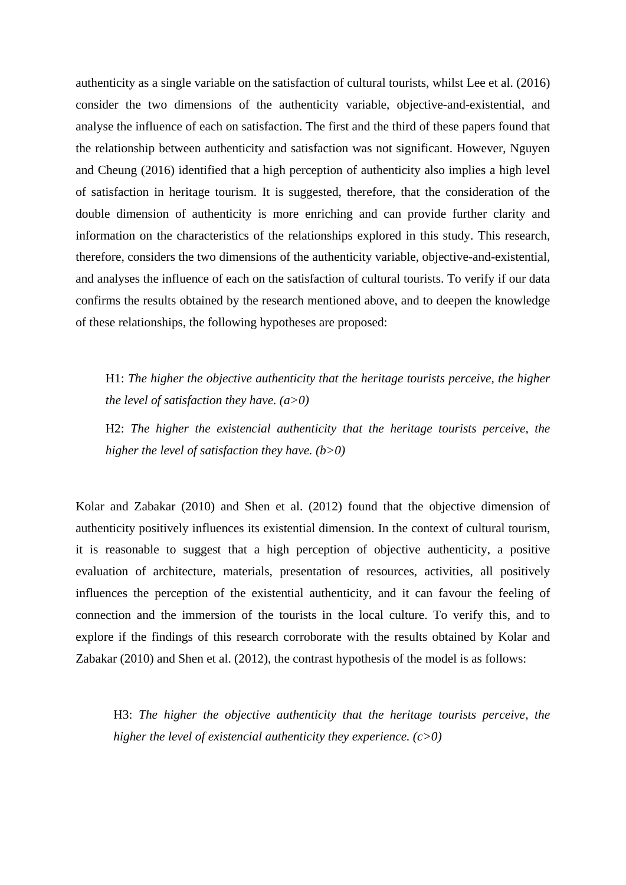authenticity as a single variable on the satisfaction of cultural tourists, whilst Lee et al. (2016) consider the two dimensions of the authenticity variable, objective-and-existential, and analyse the influence of each on satisfaction. The first and the third of these papers found that the relationship between authenticity and satisfaction was not significant. However, Nguyen and Cheung (2016) identified that a high perception of authenticity also implies a high level of satisfaction in heritage tourism. It is suggested, therefore, that the consideration of the double dimension of authenticity is more enriching and can provide further clarity and information on the characteristics of the relationships explored in this study. This research, therefore, considers the two dimensions of the authenticity variable, objective-and-existential, and analyses the influence of each on the satisfaction of cultural tourists. To verify if our data confirms the results obtained by the research mentioned above, and to deepen the knowledge of these relationships, the following hypotheses are proposed:

> H1: *The higher the objective authenticity that the heritage tourists perceive, the higher the level of satisfaction they have. (a>0)*
>
> H2: *The higher the existencial authenticity that the heritage tourists perceive, the higher the level of satisfaction they have. (b>0)*

Kolar and Zabakar (2010) and Shen et al. (2012) found that the objective dimension of authenticity positively influences its existential dimension. In the context of cultural tourism, it is reasonable to suggest that a high perception of objective authenticity, a positive evaluation of architecture, materials, presentation of resources, activities, all positively influences the perception of the existential authenticity, and it can favour the feeling of connection and the immersion of the tourists in the local culture. To verify this, and to explore if the findings of this research corroborate with the results obtained by Kolar and Zabakar (2010) and Shen et al. (2012), the contrast hypothesis of the model is as follows:

> H3: *The higher the objective authenticity that the heritage tourists perceive, the higher the level of existencial authenticity they experience. (c>0)*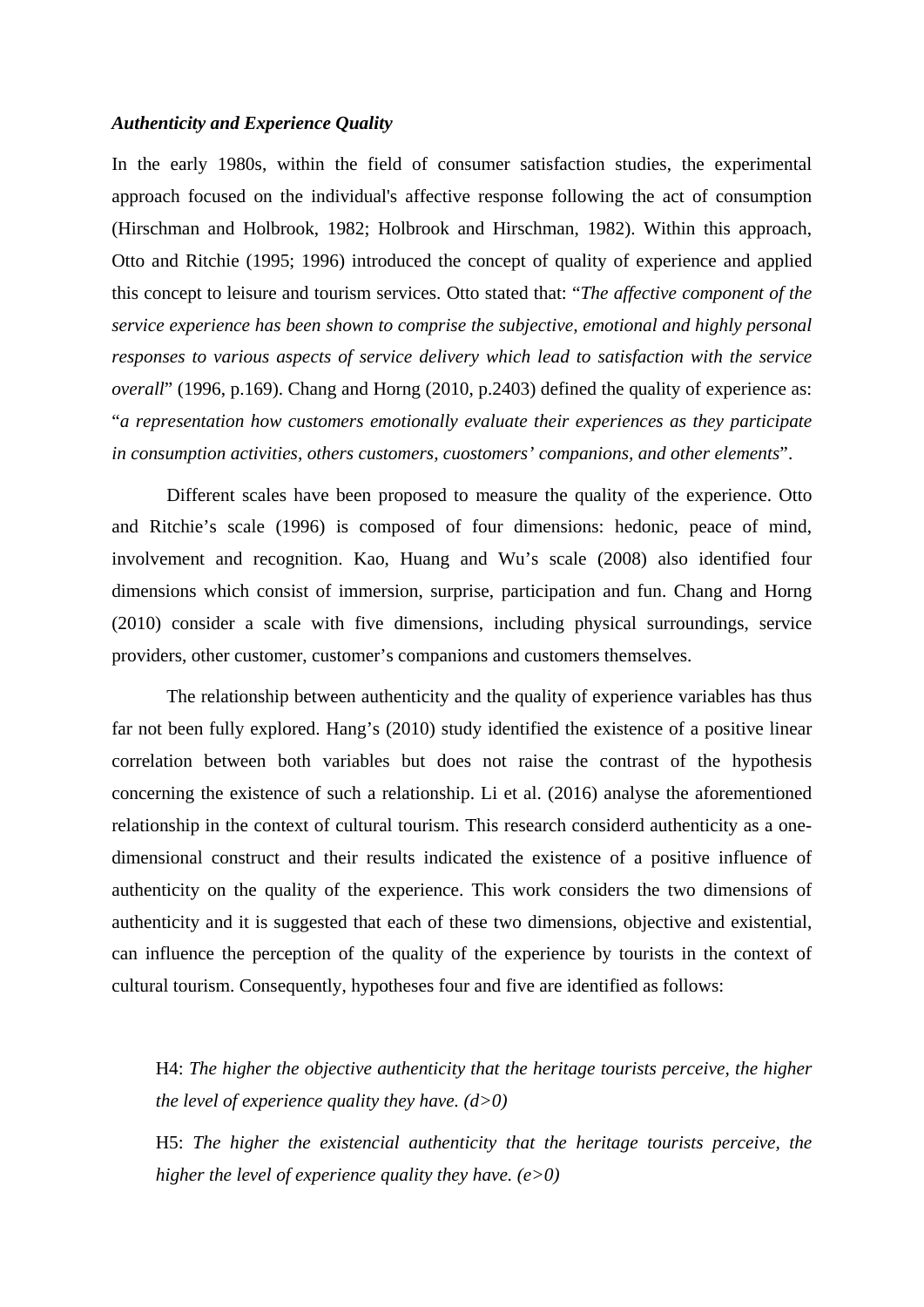***Authenticity and Experience Quality***

In the early 1980s, within the field of consumer satisfaction studies, the experimental approach focused on the individual's affective response following the act of consumption (Hirschman and Holbrook, 1982; Holbrook and Hirschman, 1982). Within this approach, Otto and Ritchie (1995; 1996) introduced the concept of quality of experience and applied this concept to leisure and tourism services. Otto stated that: "*The affective component of the service experience has been shown to comprise the subjective, emotional and highly personal responses to various aspects of service delivery which lead to satisfaction with the service overall*" (1996, p.169). Chang and Horng (2010, p.2403) defined the quality of experience as: "*a representation how customers emotionally evaluate their experiences as they participate in consumption activities, others customers, cuostomers' companions, and other elements*".

Different scales have been proposed to measure the quality of the experience. Otto and Ritchie's scale (1996) is composed of four dimensions: hedonic, peace of mind, involvement and recognition. Kao, Huang and Wu's scale (2008) also identified four dimensions which consist of immersion, surprise, participation and fun. Chang and Horng (2010) consider a scale with five dimensions, including physical surroundings, service providers, other customer, customer's companions and customers themselves.

The relationship between authenticity and the quality of experience variables has thus far not been fully explored. Hang's (2010) study identified the existence of a positive linear correlation between both variables but does not raise the contrast of the hypothesis concerning the existence of such a relationship. Li et al. (2016) analyse the aforementioned relationship in the context of cultural tourism. This research considerd authenticity as a one-dimensional construct and their results indicated the existence of a positive influence of authenticity on the quality of the experience. This work considers the two dimensions of authenticity and it is suggested that each of these two dimensions, objective and existential, can influence the perception of the quality of the experience by tourists in the context of cultural tourism. Consequently, hypotheses four and five are identified as follows:

H4: *The higher the objective authenticity that the heritage tourists perceive, the higher the level of experience quality they have. (d>0)*

H5: *The higher the existencial authenticity that the heritage tourists perceive, the higher the level of experience quality they have. (e>0)*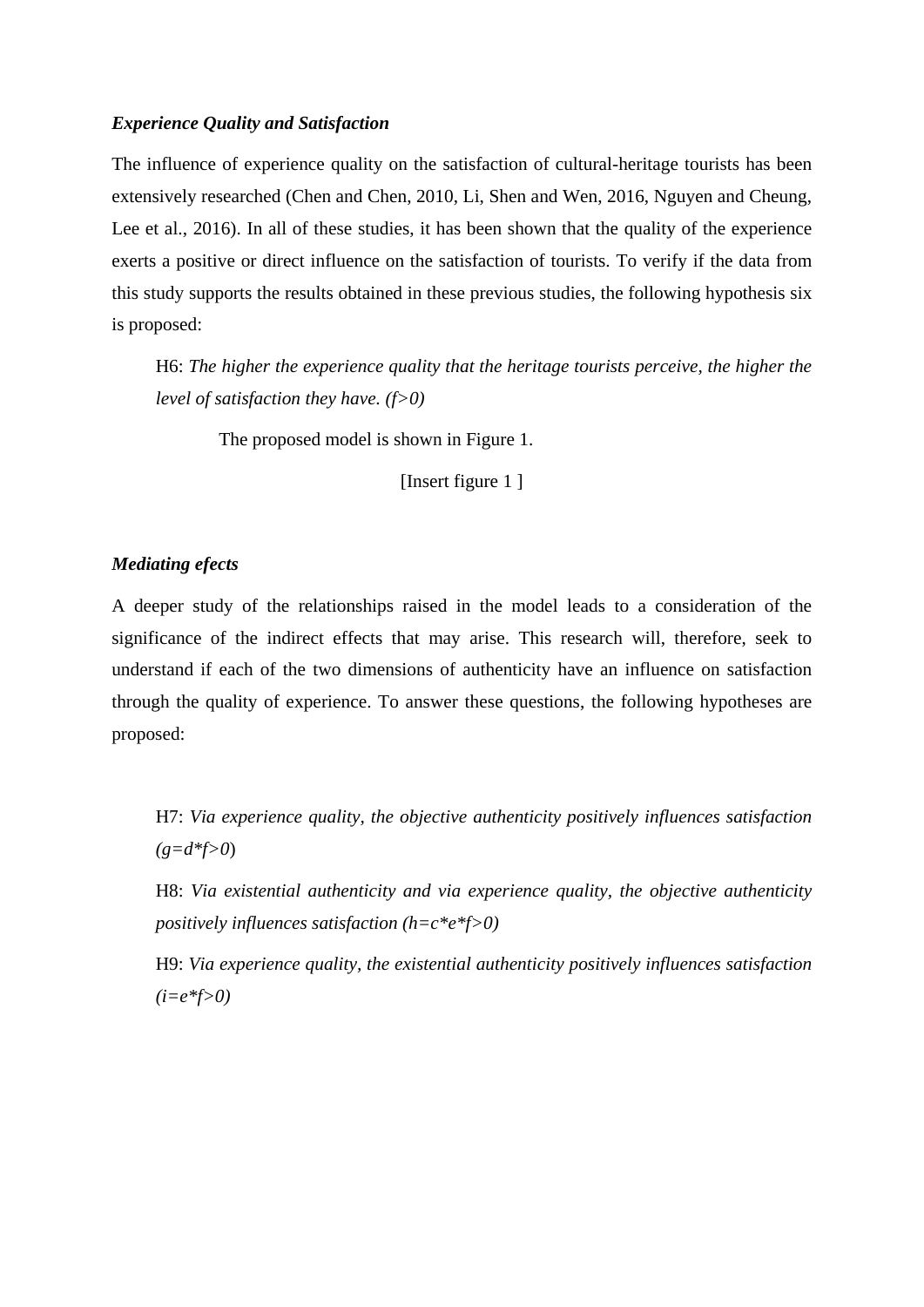***Experience Quality and Satisfaction***

The influence of experience quality on the satisfaction of cultural-heritage tourists has been extensively researched (Chen and Chen, 2010, Li, Shen and Wen, 2016, Nguyen and Cheung, Lee et al., 2016). In all of these studies, it has been shown that the quality of the experience exerts a positive or direct influence on the satisfaction of tourists. To verify if the data from this study supports the results obtained in these previous studies, the following hypothesis six is proposed:

> H6: *The higher the experience quality that the heritage tourists perceive, the higher the level of satisfaction they have. ($f>0$)*

The proposed model is shown in Figure 1.

[Insert figure 1 ]

***Mediating efects***

A deeper study of the relationships raised in the model leads to a consideration of the significance of the indirect effects that may arise. This research will, therefore, seek to understand if each of the two dimensions of authenticity have an influence on satisfaction through the quality of experience. To answer these questions, the following hypotheses are proposed:

> H7: *Via experience quality, the objective authenticity positively influences satisfaction ($g=d*f>0$)*
>
> H8: *Via existential authenticity and via experience quality, the objective authenticity positively influences satisfaction ($h=c*e*f>0$)*
>
> H9: *Via experience quality, the existential authenticity positively influences satisfaction ($i=e*f>0$)*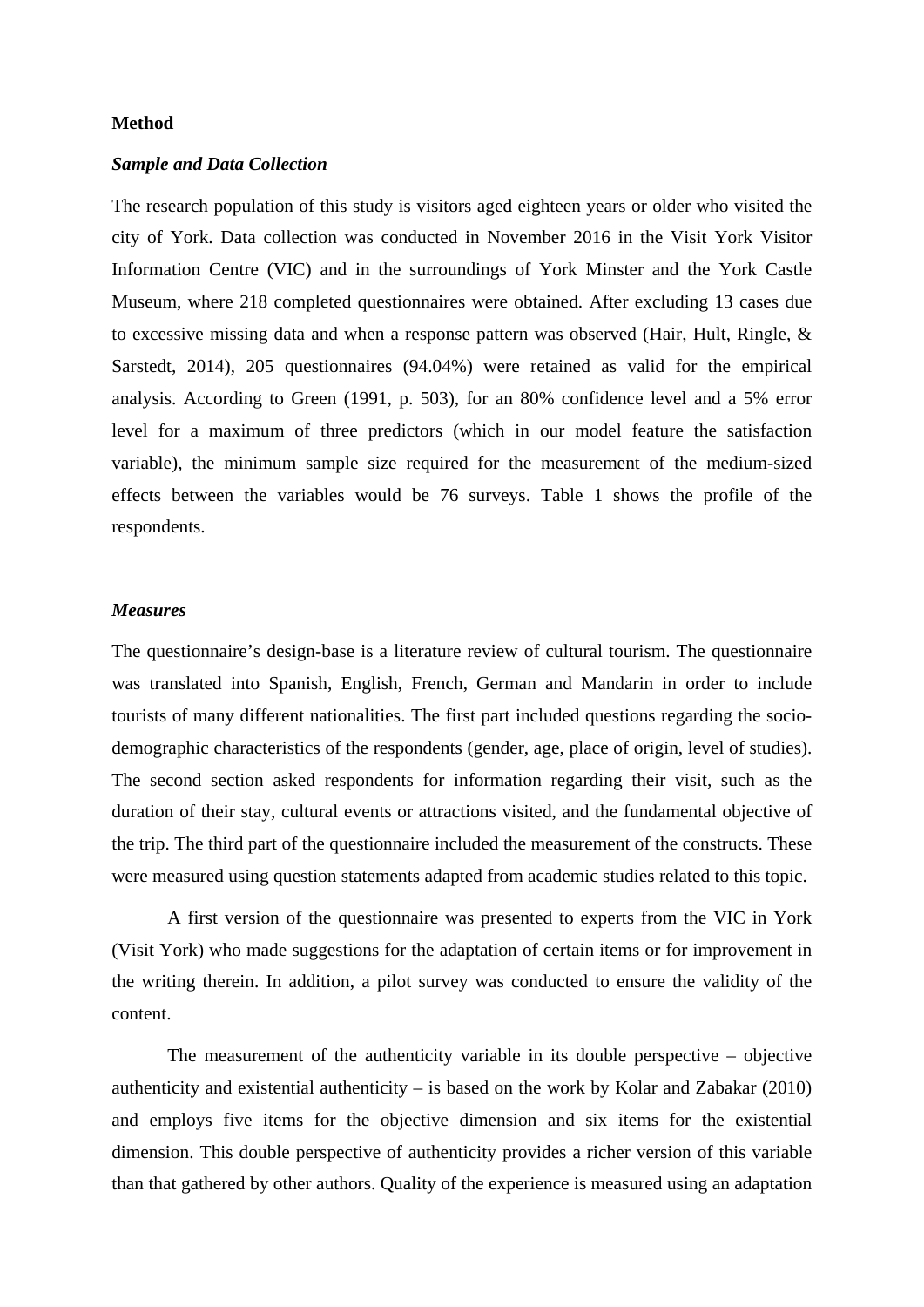**Method**

***Sample and Data Collection***

The research population of this study is visitors aged eighteen years or older who visited the city of York. Data collection was conducted in November 2016 in the Visit York Visitor Information Centre (VIC) and in the surroundings of York Minster and the York Castle Museum, where 218 completed questionnaires were obtained. After excluding 13 cases due to excessive missing data and when a response pattern was observed (Hair, Hult, Ringle, & Sarstedt, 2014), 205 questionnaires (94.04%) were retained as valid for the empirical analysis. According to Green (1991, p. 503), for an 80% confidence level and a 5% error level for a maximum of three predictors (which in our model feature the satisfaction variable), the minimum sample size required for the measurement of the medium-sized effects between the variables would be 76 surveys. Table 1 shows the profile of the respondents.

***Measures***

The questionnaire's design-base is a literature review of cultural tourism. The questionnaire was translated into Spanish, English, French, German and Mandarin in order to include tourists of many different nationalities. The first part included questions regarding the socio-demographic characteristics of the respondents (gender, age, place of origin, level of studies). The second section asked respondents for information regarding their visit, such as the duration of their stay, cultural events or attractions visited, and the fundamental objective of the trip. The third part of the questionnaire included the measurement of the constructs. These were measured using question statements adapted from academic studies related to this topic.

A first version of the questionnaire was presented to experts from the VIC in York (Visit York) who made suggestions for the adaptation of certain items or for improvement in the writing therein. In addition, a pilot survey was conducted to ensure the validity of the content.

The measurement of the authenticity variable in its double perspective – objective authenticity and existential authenticity – is based on the work by Kolar and Zabakar (2010) and employs five items for the objective dimension and six items for the existential dimension. This double perspective of authenticity provides a richer version of this variable than that gathered by other authors. Quality of the experience is measured using an adaptation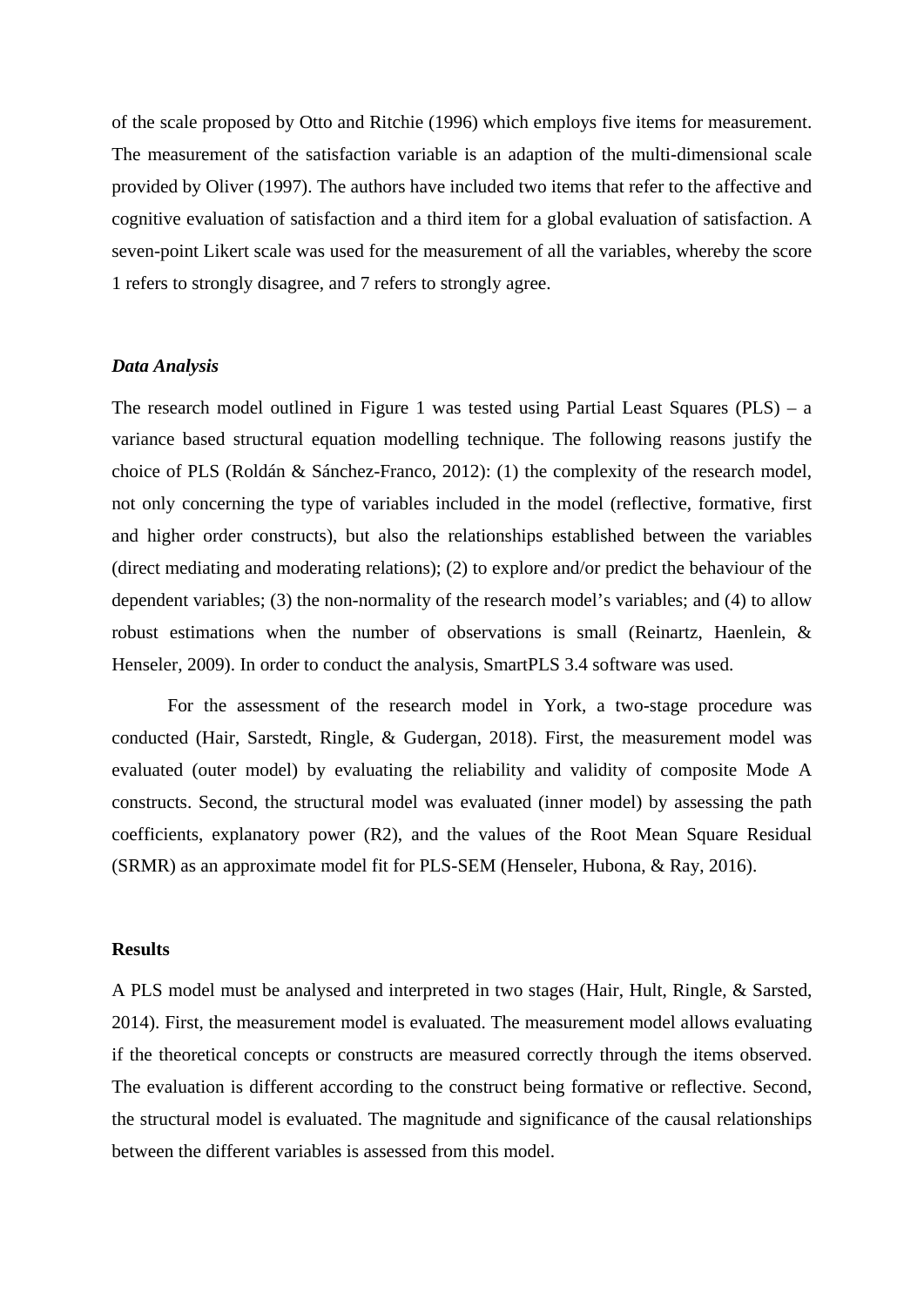of the scale proposed by Otto and Ritchie (1996) which employs five items for measurement. The measurement of the satisfaction variable is an adaption of the multi-dimensional scale provided by Oliver (1997). The authors have included two items that refer to the affective and cognitive evaluation of satisfaction and a third item for a global evaluation of satisfaction. A seven-point Likert scale was used for the measurement of all the variables, whereby the score 1 refers to strongly disagree, and 7 refers to strongly agree.

***Data Analysis***

The research model outlined in Figure 1 was tested using Partial Least Squares (PLS) – a variance based structural equation modelling technique. The following reasons justify the choice of PLS (Roldán & Sánchez-Franco, 2012): (1) the complexity of the research model, not only concerning the type of variables included in the model (reflective, formative, first and higher order constructs), but also the relationships established between the variables (direct mediating and moderating relations); (2) to explore and/or predict the behaviour of the dependent variables; (3) the non-normality of the research model's variables; and (4) to allow robust estimations when the number of observations is small (Reinartz, Haenlein, & Henseler, 2009). In order to conduct the analysis, SmartPLS 3.4 software was used.

For the assessment of the research model in York, a two-stage procedure was conducted (Hair, Sarstedt, Ringle, & Gudergan, 2018). First, the measurement model was evaluated (outer model) by evaluating the reliability and validity of composite Mode A constructs. Second, the structural model was evaluated (inner model) by assessing the path coefficients, explanatory power (R2), and the values of the Root Mean Square Residual (SRMR) as an approximate model fit for PLS-SEM (Henseler, Hubona, & Ray, 2016).

## Results

A PLS model must be analysed and interpreted in two stages (Hair, Hult, Ringle, & Sarsted, 2014). First, the measurement model is evaluated. The measurement model allows evaluating if the theoretical concepts or constructs are measured correctly through the items observed. The evaluation is different according to the construct being formative or reflective. Second, the structural model is evaluated. The magnitude and significance of the causal relationships between the different variables is assessed from this model.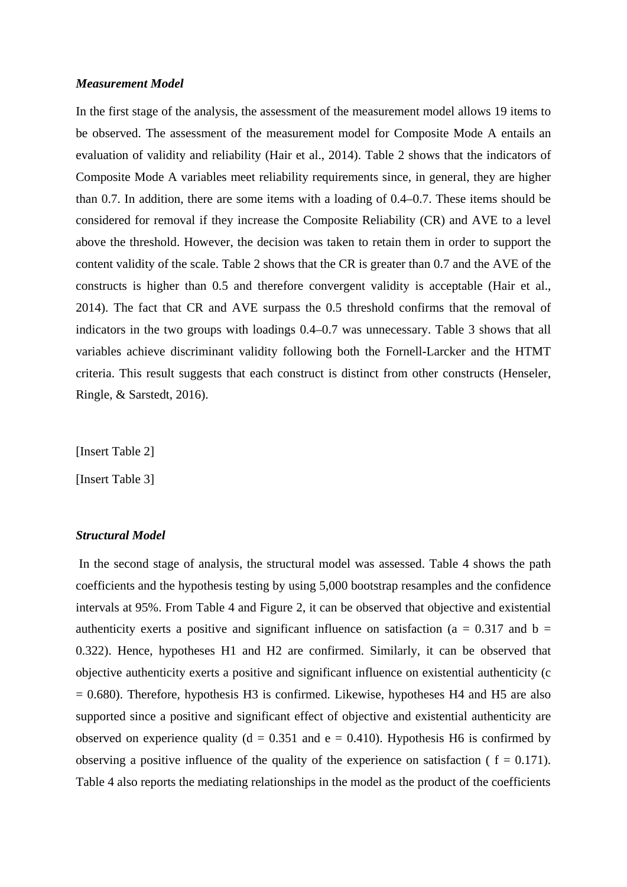***Measurement Model***

In the first stage of the analysis, the assessment of the measurement model allows 19 items to be observed. The assessment of the measurement model for Composite Mode A entails an evaluation of validity and reliability (Hair et al., 2014). Table 2 shows that the indicators of Composite Mode A variables meet reliability requirements since, in general, they are higher than 0.7. In addition, there are some items with a loading of 0.4–0.7. These items should be considered for removal if they increase the Composite Reliability (CR) and AVE to a level above the threshold. However, the decision was taken to retain them in order to support the content validity of the scale. Table 2 shows that the CR is greater than 0.7 and the AVE of the constructs is higher than 0.5 and therefore convergent validity is acceptable (Hair et al., 2014). The fact that CR and AVE surpass the 0.5 threshold confirms that the removal of indicators in the two groups with loadings 0.4–0.7 was unnecessary. Table 3 shows that all variables achieve discriminant validity following both the Fornell-Larcker and the HTMT criteria. This result suggests that each construct is distinct from other constructs (Henseler, Ringle, & Sarstedt, 2016).

[Insert Table 2]

[Insert Table 3]

***Structural Model***

In the second stage of analysis, the structural model was assessed. Table 4 shows the path coefficients and the hypothesis testing by using 5,000 bootstrap resamples and the confidence intervals at 95%. From Table 4 and Figure 2, it can be observed that objective and existential authenticity exerts a positive and significant influence on satisfaction (a = 0.317 and b = 0.322). Hence, hypotheses H1 and H2 are confirmed. Similarly, it can be observed that objective authenticity exerts a positive and significant influence on existential authenticity (c = 0.680). Therefore, hypothesis H3 is confirmed. Likewise, hypotheses H4 and H5 are also supported since a positive and significant effect of objective and existential authenticity are observed on experience quality (d = 0.351 and e = 0.410). Hypothesis H6 is confirmed by observing a positive influence of the quality of the experience on satisfaction ( f = 0.171). Table 4 also reports the mediating relationships in the model as the product of the coefficients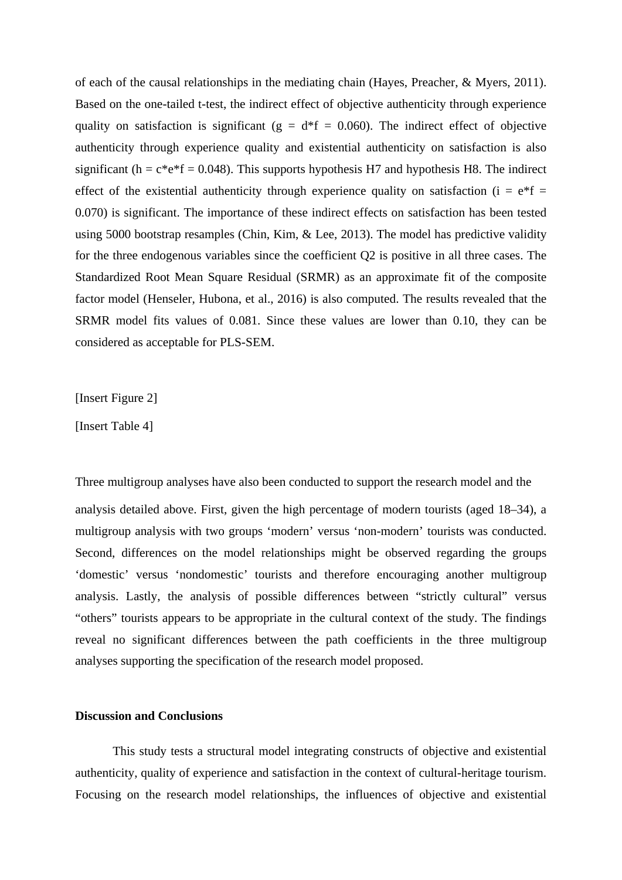of each of the causal relationships in the mediating chain (Hayes, Preacher, & Myers, 2011). Based on the one-tailed t-test, the indirect effect of objective authenticity through experience quality on satisfaction is significant ($g = d*f = 0.060$). The indirect effect of objective authenticity through experience quality and existential authenticity on satisfaction is also significant ($h = c*e*f = 0.048$). This supports hypothesis H7 and hypothesis H8. The indirect effect of the existential authenticity through experience quality on satisfaction ($i = e*f = 0.070$) is significant. The importance of these indirect effects on satisfaction has been tested using 5000 bootstrap resamples (Chin, Kim, & Lee, 2013). The model has predictive validity for the three endogenous variables since the coefficient $Q2$ is positive in all three cases. The Standardized Root Mean Square Residual (SRMR) as an approximate fit of the composite factor model (Henseler, Hubona, et al., 2016) is also computed. The results revealed that the SRMR model fits values of 0.081. Since these values are lower than 0.10, they can be considered as acceptable for PLS-SEM.

[Insert Figure 2]

[Insert Table 4]

Three multigroup analyses have also been conducted to support the research model and the analysis detailed above. First, given the high percentage of modern tourists (aged 18–34), a multigroup analysis with two groups 'modern' versus 'non-modern' tourists was conducted. Second, differences on the model relationships might be observed regarding the groups 'domestic' versus 'nondomestic' tourists and therefore encouraging another multigroup analysis. Lastly, the analysis of possible differences between "strictly cultural" versus "others" tourists appears to be appropriate in the cultural context of the study. The findings reveal no significant differences between the path coefficients in the three multigroup analyses supporting the specification of the research model proposed.

**Discussion and Conclusions**

This study tests a structural model integrating constructs of objective and existential authenticity, quality of experience and satisfaction in the context of cultural-heritage tourism. Focusing on the research model relationships, the influences of objective and existential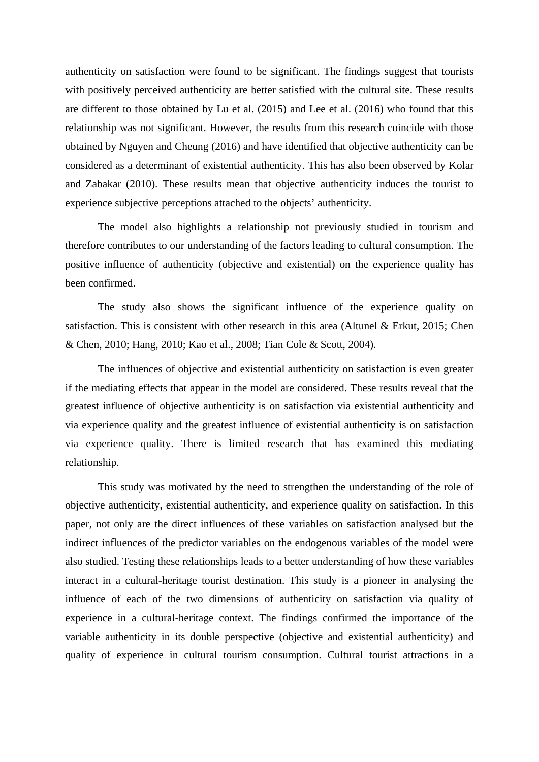authenticity on satisfaction were found to be significant. The findings suggest that tourists with positively perceived authenticity are better satisfied with the cultural site. These results are different to those obtained by Lu et al. (2015) and Lee et al. (2016) who found that this relationship was not significant. However, the results from this research coincide with those obtained by Nguyen and Cheung (2016) and have identified that objective authenticity can be considered as a determinant of existential authenticity. This has also been observed by Kolar and Zabakar (2010). These results mean that objective authenticity induces the tourist to experience subjective perceptions attached to the objects' authenticity.

The model also highlights a relationship not previously studied in tourism and therefore contributes to our understanding of the factors leading to cultural consumption. The positive influence of authenticity (objective and existential) on the experience quality has been confirmed.

The study also shows the significant influence of the experience quality on satisfaction. This is consistent with other research in this area (Altunel & Erkut, 2015; Chen & Chen, 2010; Hang, 2010; Kao et al., 2008; Tian Cole & Scott, 2004).

The influences of objective and existential authenticity on satisfaction is even greater if the mediating effects that appear in the model are considered. These results reveal that the greatest influence of objective authenticity is on satisfaction via existential authenticity and via experience quality and the greatest influence of existential authenticity is on satisfaction via experience quality. There is limited research that has examined this mediating relationship.

This study was motivated by the need to strengthen the understanding of the role of objective authenticity, existential authenticity, and experience quality on satisfaction. In this paper, not only are the direct influences of these variables on satisfaction analysed but the indirect influences of the predictor variables on the endogenous variables of the model were also studied. Testing these relationships leads to a better understanding of how these variables interact in a cultural-heritage tourist destination. This study is a pioneer in analysing the influence of each of the two dimensions of authenticity on satisfaction via quality of experience in a cultural-heritage context. The findings confirmed the importance of the variable authenticity in its double perspective (objective and existential authenticity) and quality of experience in cultural tourism consumption. Cultural tourist attractions in a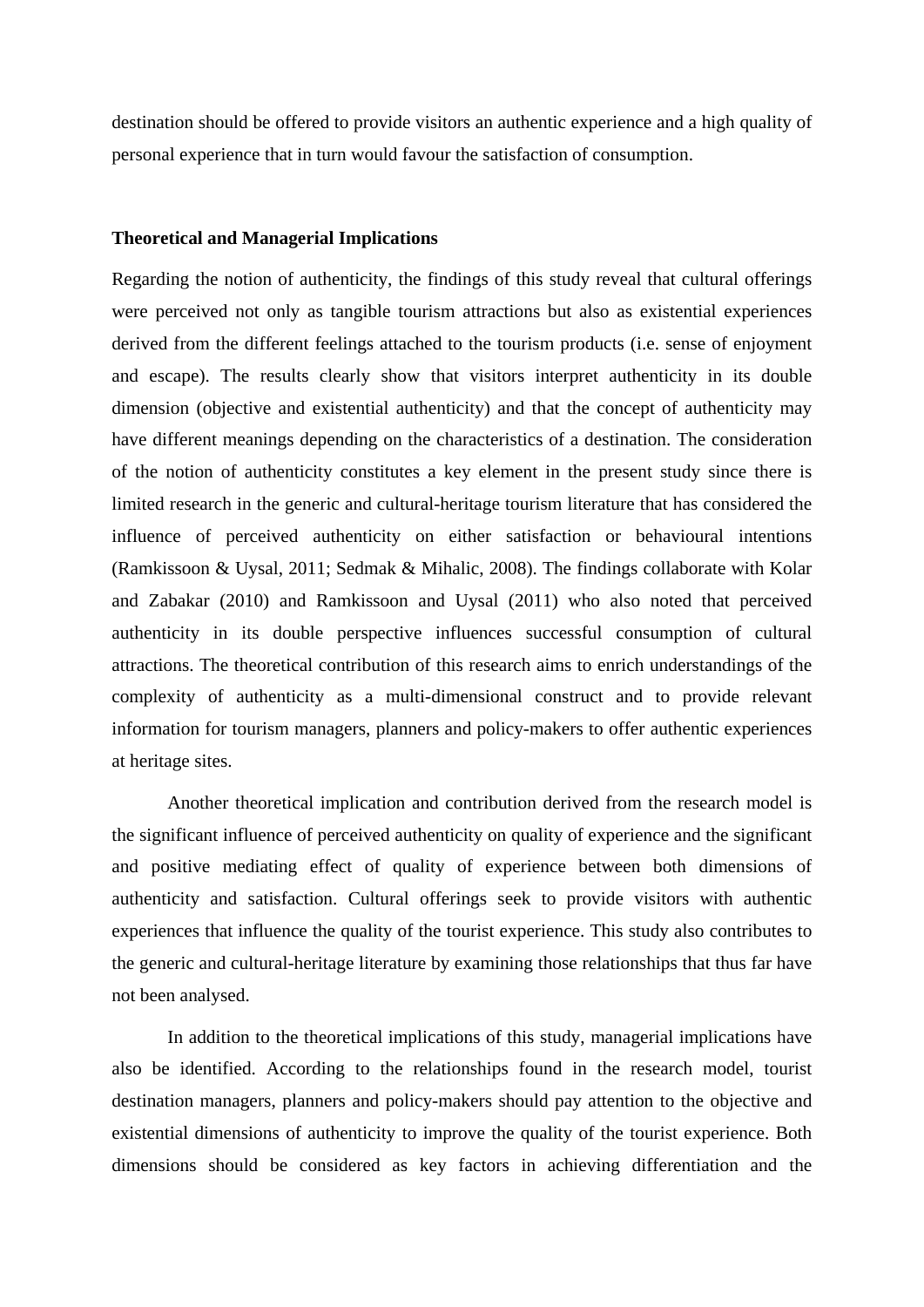destination should be offered to provide visitors an authentic experience and a high quality of personal experience that in turn would favour the satisfaction of consumption.

**Theoretical and Managerial Implications**

Regarding the notion of authenticity, the findings of this study reveal that cultural offerings were perceived not only as tangible tourism attractions but also as existential experiences derived from the different feelings attached to the tourism products (i.e. sense of enjoyment and escape). The results clearly show that visitors interpret authenticity in its double dimension (objective and existential authenticity) and that the concept of authenticity may have different meanings depending on the characteristics of a destination. The consideration of the notion of authenticity constitutes a key element in the present study since there is limited research in the generic and cultural-heritage tourism literature that has considered the influence of perceived authenticity on either satisfaction or behavioural intentions (Ramkissoon & Uysal, 2011; Sedmak & Mihalic, 2008). The findings collaborate with Kolar and Zabakar (2010) and Ramkissoon and Uysal (2011) who also noted that perceived authenticity in its double perspective influences successful consumption of cultural attractions. The theoretical contribution of this research aims to enrich understandings of the complexity of authenticity as a multi-dimensional construct and to provide relevant information for tourism managers, planners and policy-makers to offer authentic experiences at heritage sites.

Another theoretical implication and contribution derived from the research model is the significant influence of perceived authenticity on quality of experience and the significant and positive mediating effect of quality of experience between both dimensions of authenticity and satisfaction. Cultural offerings seek to provide visitors with authentic experiences that influence the quality of the tourist experience. This study also contributes to the generic and cultural-heritage literature by examining those relationships that thus far have not been analysed.

In addition to the theoretical implications of this study, managerial implications have also be identified. According to the relationships found in the research model, tourist destination managers, planners and policy-makers should pay attention to the objective and existential dimensions of authenticity to improve the quality of the tourist experience. Both dimensions should be considered as key factors in achieving differentiation and the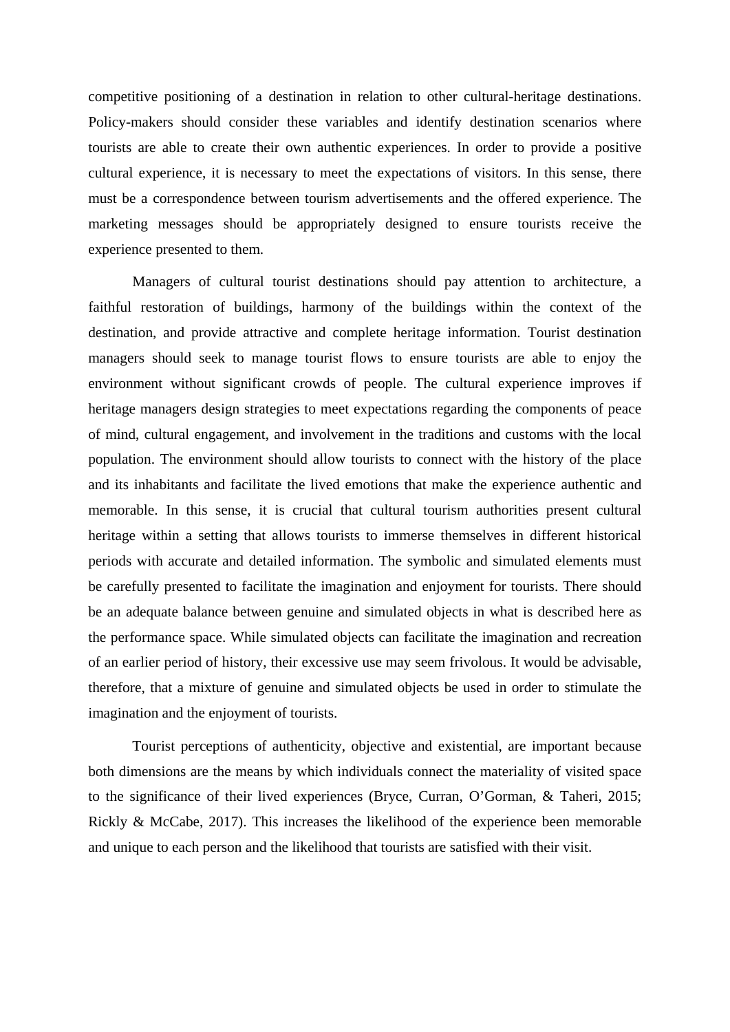competitive positioning of a destination in relation to other cultural-heritage destinations. Policy-makers should consider these variables and identify destination scenarios where tourists are able to create their own authentic experiences. In order to provide a positive cultural experience, it is necessary to meet the expectations of visitors. In this sense, there must be a correspondence between tourism advertisements and the offered experience. The marketing messages should be appropriately designed to ensure tourists receive the experience presented to them.

Managers of cultural tourist destinations should pay attention to architecture, a faithful restoration of buildings, harmony of the buildings within the context of the destination, and provide attractive and complete heritage information. Tourist destination managers should seek to manage tourist flows to ensure tourists are able to enjoy the environment without significant crowds of people. The cultural experience improves if heritage managers design strategies to meet expectations regarding the components of peace of mind, cultural engagement, and involvement in the traditions and customs with the local population. The environment should allow tourists to connect with the history of the place and its inhabitants and facilitate the lived emotions that make the experience authentic and memorable. In this sense, it is crucial that cultural tourism authorities present cultural heritage within a setting that allows tourists to immerse themselves in different historical periods with accurate and detailed information. The symbolic and simulated elements must be carefully presented to facilitate the imagination and enjoyment for tourists. There should be an adequate balance between genuine and simulated objects in what is described here as the performance space. While simulated objects can facilitate the imagination and recreation of an earlier period of history, their excessive use may seem frivolous. It would be advisable, therefore, that a mixture of genuine and simulated objects be used in order to stimulate the imagination and the enjoyment of tourists.

Tourist perceptions of authenticity, objective and existential, are important because both dimensions are the means by which individuals connect the materiality of visited space to the significance of their lived experiences (Bryce, Curran, O'Gorman, & Taheri, 2015; Rickly & McCabe, 2017). This increases the likelihood of the experience been memorable and unique to each person and the likelihood that tourists are satisfied with their visit.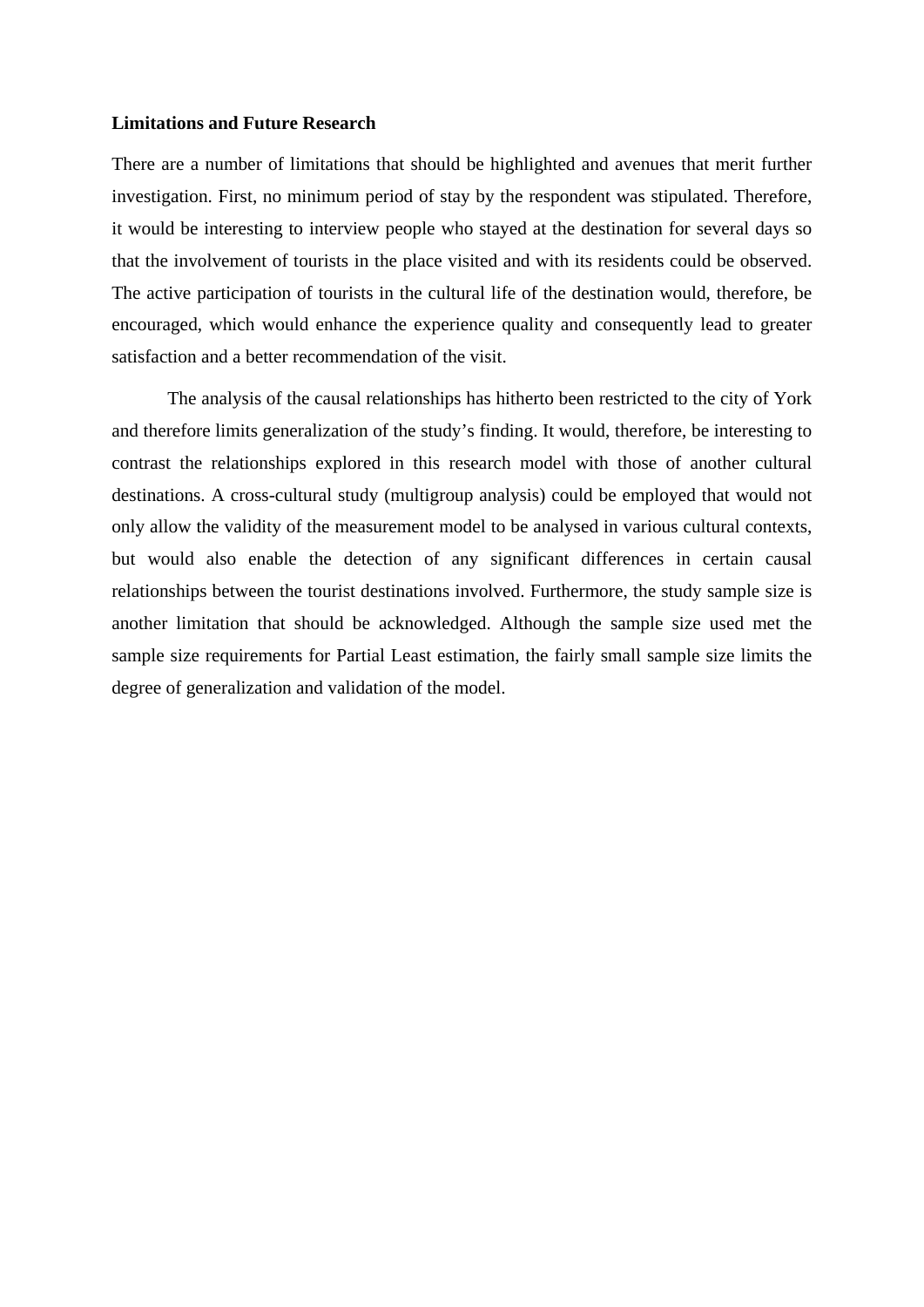**Limitations and Future Research**

There are a number of limitations that should be highlighted and avenues that merit further investigation. First, no minimum period of stay by the respondent was stipulated. Therefore, it would be interesting to interview people who stayed at the destination for several days so that the involvement of tourists in the place visited and with its residents could be observed. The active participation of tourists in the cultural life of the destination would, therefore, be encouraged, which would enhance the experience quality and consequently lead to greater satisfaction and a better recommendation of the visit.

The analysis of the causal relationships has hitherto been restricted to the city of York and therefore limits generalization of the study's finding. It would, therefore, be interesting to contrast the relationships explored in this research model with those of another cultural destinations. A cross-cultural study (multigroup analysis) could be employed that would not only allow the validity of the measurement model to be analysed in various cultural contexts, but would also enable the detection of any significant differences in certain causal relationships between the tourist destinations involved. Furthermore, the study sample size is another limitation that should be acknowledged. Although the sample size used met the sample size requirements for Partial Least estimation, the fairly small sample size limits the degree of generalization and validation of the model.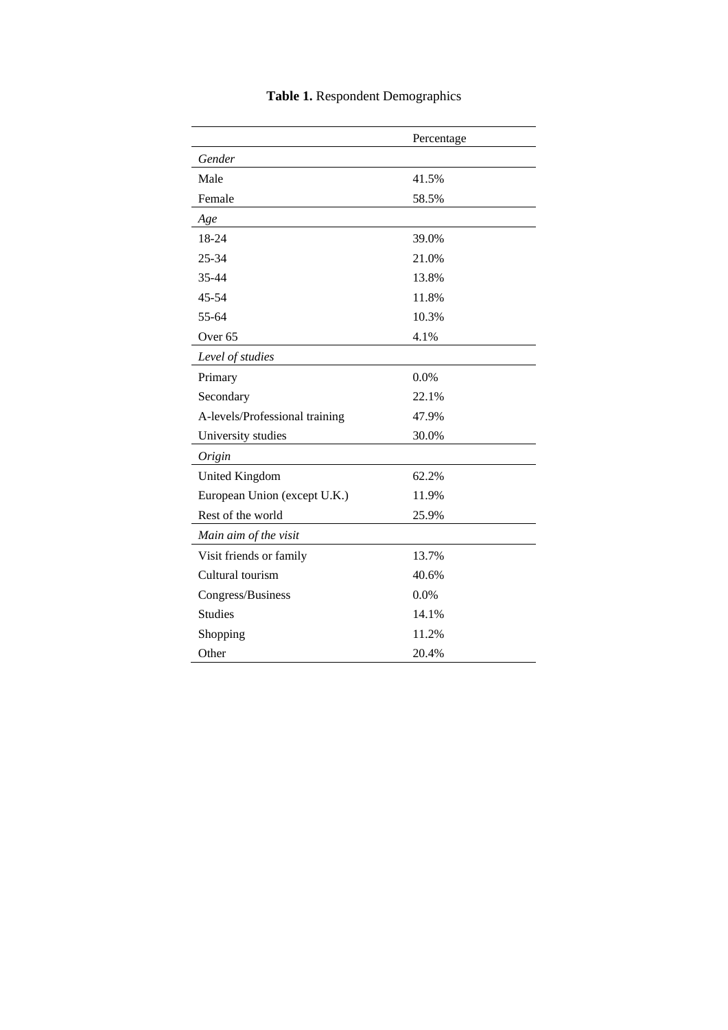**Table 1.** Respondent Demographics

| | Percentage |
|---|---|
| *Gender* | |
| Male | 41.5% |
| Female | 58.5% |
| *Age* | |
| 18-24 | 39.0% |
| 25-34 | 21.0% |
| 35-44 | 13.8% |
| 45-54 | 11.8% |
| 55-64 | 10.3% |
| Over 65 | 4.1% |
| *Level of studies* | |
| Primary | 0.0% |
| Secondary | 22.1% |
| A-levels/Professional training | 47.9% |
| University studies | 30.0% |
| *Origin* | |
| United Kingdom | 62.2% |
| European Union (except U.K.) | 11.9% |
| Rest of the world | 25.9% |
| *Main aim of the visit* | |
| Visit friends or family | 13.7% |
| Cultural tourism | 40.6% |
| Congress/Business | 0.0% |
| Studies | 14.1% |
| Shopping | 11.2% |
| Other | 20.4% |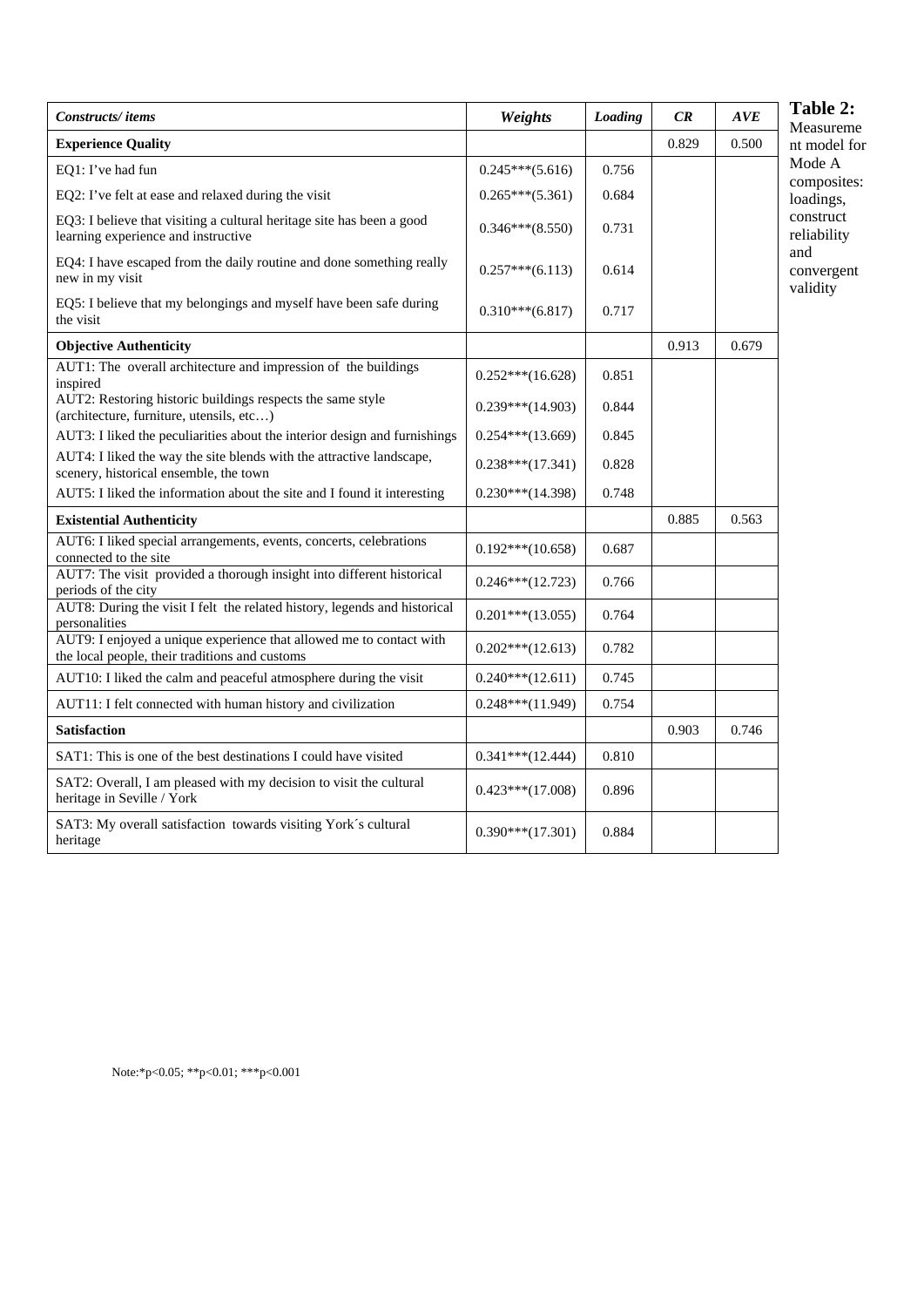**Table 2:** Measurement model for Mode A composites: loadings, construct reliability and convergent validity

| *Constructs/ items* | *Weights* | *Loading* | *CR* | *AVE* |
|---|---|---|---|---|
| **Experience Quality** | | | 0.829 | 0.500 |
| EQ1: I've had fun | 0.245***(5.616) | 0.756 | | |
| EQ2: I've felt at ease and relaxed during the visit | 0.265***(5.361) | 0.684 | | |
| EQ3: I believe that visiting a cultural heritage site has been a good learning experience and instructive | 0.346***(8.550) | 0.731 | | |
| EQ4: I have escaped from the daily routine and done something really new in my visit | 0.257***(6.113) | 0.614 | | |
| EQ5: I believe that my belongings and myself have been safe during the visit | 0.310***(6.817) | 0.717 | | |
| **Objective Authenticity** | | | 0.913 | 0.679 |
| AUT1: The overall architecture and impression of the buildings inspired | 0.252***(16.628) | 0.851 | | |
| AUT2: Restoring historic buildings respects the same style (architecture, furniture, utensils, etc…) | 0.239***(14.903) | 0.844 | | |
| AUT3: I liked the peculiarities about the interior design and furnishings | 0.254***(13.669) | 0.845 | | |
| AUT4: I liked the way the site blends with the attractive landscape, scenery, historical ensemble, the town | 0.238***(17.341) | 0.828 | | |
| AUT5: I liked the information about the site and I found it interesting | 0.230***(14.398) | 0.748 | | |
| **Existential Authenticity** | | | 0.885 | 0.563 |
| AUT6: I liked special arrangements, events, concerts, celebrations connected to the site | 0.192***(10.658) | 0.687 | | |
| AUT7: The visit provided a thorough insight into different historical periods of the city | 0.246***(12.723) | 0.766 | | |
| AUT8: During the visit I felt the related history, legends and historical personalities | 0.201***(13.055) | 0.764 | | |
| AUT9: I enjoyed a unique experience that allowed me to contact with the local people, their traditions and customs | 0.202***(12.613) | 0.782 | | |
| AUT10: I liked the calm and peaceful atmosphere during the visit | 0.240***(12.611) | 0.745 | | |
| AUT11: I felt connected with human history and civilization | 0.248***(11.949) | 0.754 | | |
| **Satisfaction** | | | 0.903 | 0.746 |
| SAT1: This is one of the best destinations I could have visited | 0.341***(12.444) | 0.810 | | |
| SAT2: Overall, I am pleased with my decision to visit the cultural heritage in Seville / York | 0.423***(17.008) | 0.896 | | |
| SAT3: My overall satisfaction towards visiting York´s cultural heritage | 0.390***(17.301) | 0.884 | | |

Note:*p<0.05; **p<0.01; ***p<0.001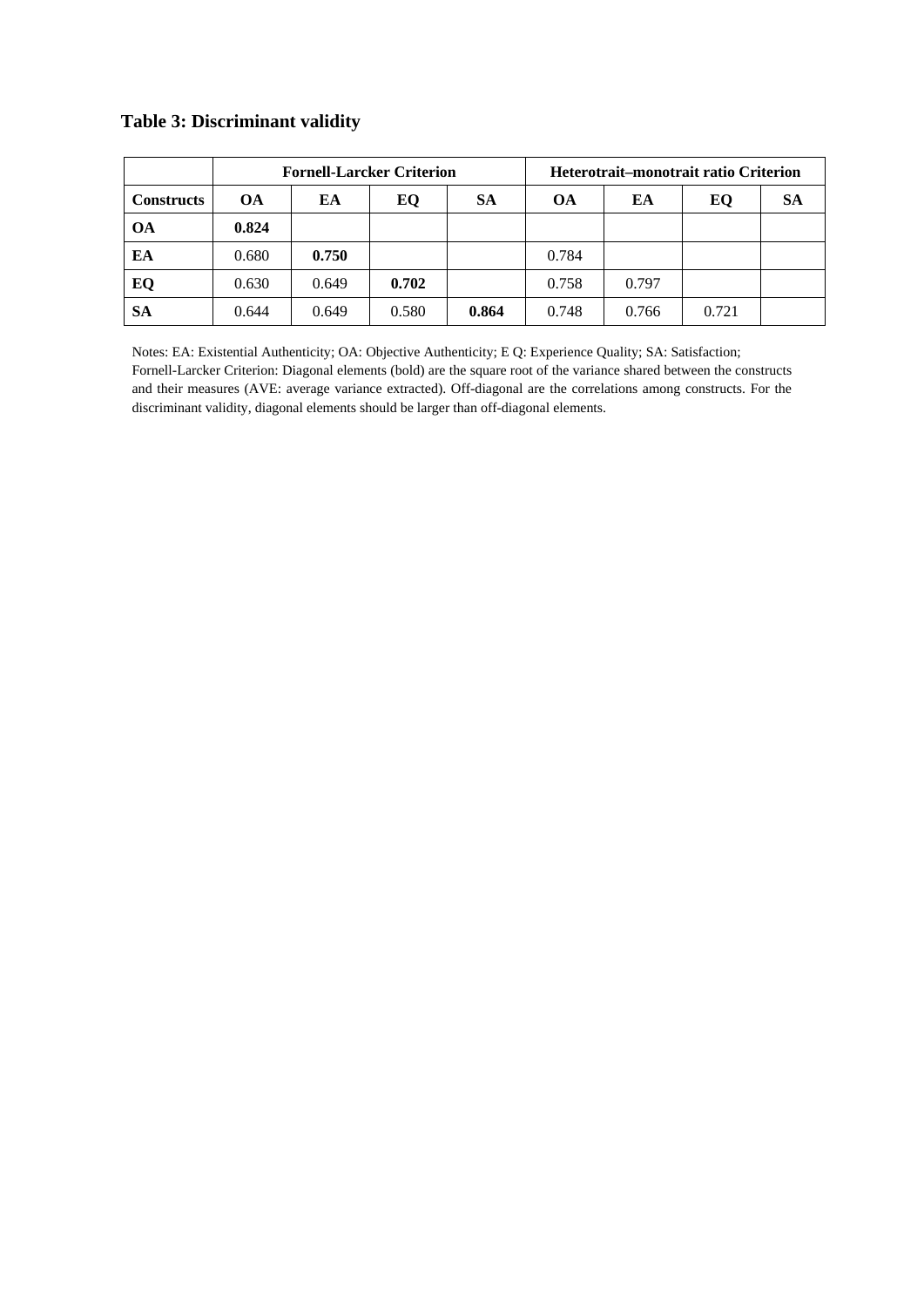**Table 3: Discriminant validity**

| | Fornell-Larcker Criterion | | | | Heterotrait–monotrait ratio Criterion | | | |
|---|---|---|---|---|---|---|---|---|
| **Constructs** | **OA** | **EA** | **EQ** | **SA** | **OA** | **EA** | **EQ** | **SA** |
| **OA** | **0.824** | | | | | | | |
| **EA** | 0.680 | **0.750** | | | 0.784 | | | |
| **EQ** | 0.630 | 0.649 | **0.702** | | 0.758 | 0.797 | | |
| **SA** | 0.644 | 0.649 | 0.580 | **0.864** | 0.748 | 0.766 | 0.721 | |

Notes: EA: Existential Authenticity; OA: Objective Authenticity; E Q: Experience Quality; SA: Satisfaction; Fornell-Larcker Criterion: Diagonal elements (bold) are the square root of the variance shared between the constructs and their measures (AVE: average variance extracted). Off-diagonal are the correlations among constructs. For the discriminant validity, diagonal elements should be larger than off-diagonal elements.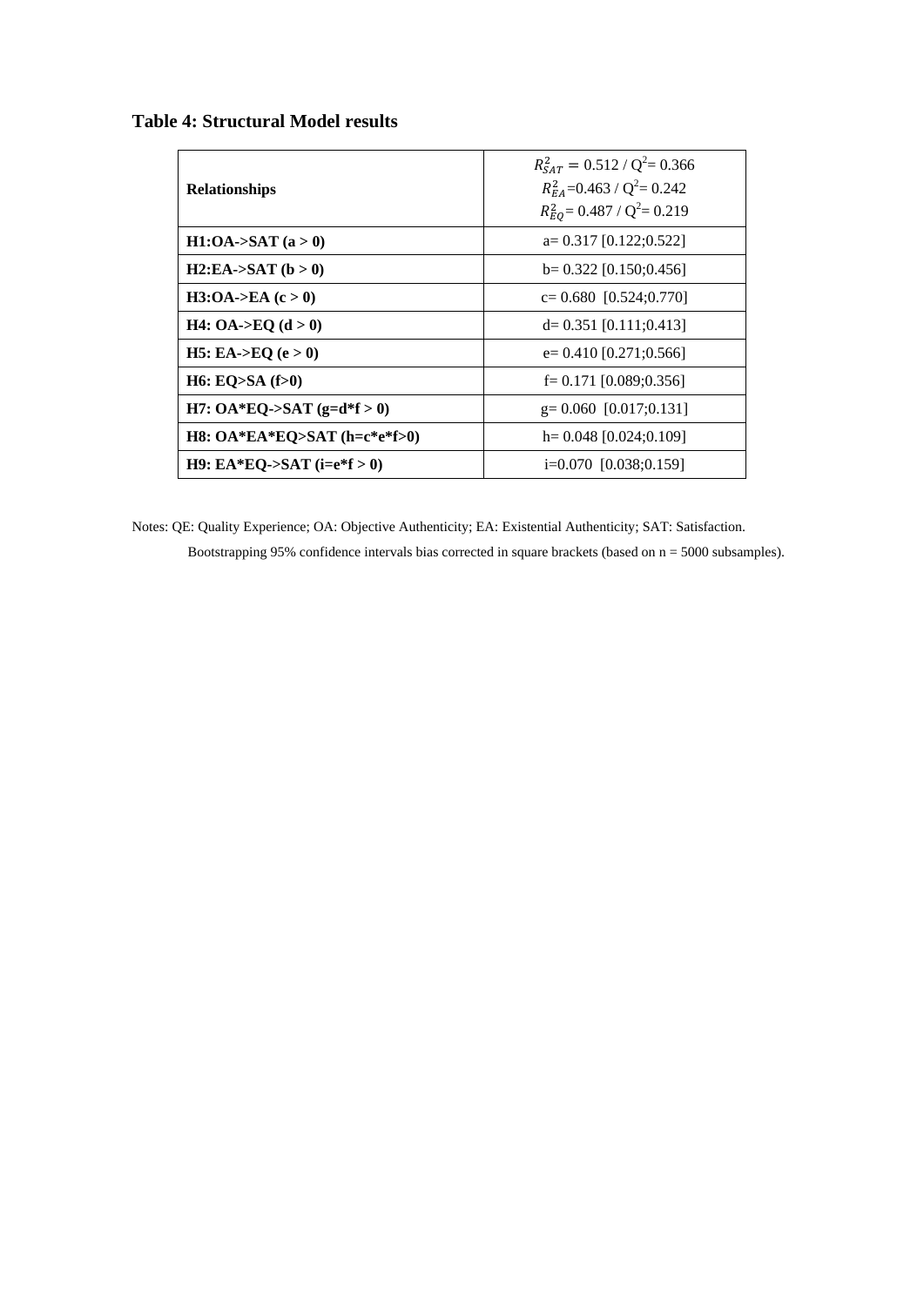**Table 4: Structural Model results**

| **Relationships** | $R^2_{SAT} = 0.512$ / $Q^2 = 0.366$ <br> $R^2_{EA} = 0.463$ / $Q^2 = 0.242$ <br> $R^2_{EQ} = 0.487$ / $Q^2 = 0.219$ |
|---|---|
| **H1:OA->SAT (a > 0)** | a= 0.317 [0.122;0.522] |
| **H2:EA->SAT (b > 0)** | b= 0.322 [0.150;0.456] |
| **H3:OA->EA (c > 0)** | c= 0.680 [0.524;0.770] |
| **H4: OA->EQ (d > 0)** | d= 0.351 [0.111;0.413] |
| **H5: EA->EQ (e > 0)** | e= 0.410 [0.271;0.566] |
| **H6: EQ>SA (f>0)** | f= 0.171 [0.089;0.356] |
| **H7: OA*EQ->SAT (g=d*f > 0)** | g= 0.060 [0.017;0.131] |
| **H8: OA*EA*EQ>SAT (h=c*e*f>0)** | h= 0.048 [0.024;0.109] |
| **H9: EA*EQ->SAT (i=e*f > 0)** | i=0.070 [0.038;0.159] |

Notes: QE: Quality Experience; OA: Objective Authenticity; EA: Existential Authenticity; SAT: Satisfaction.

Bootstrapping 95% confidence intervals bias corrected in square brackets (based on n = 5000 subsamples).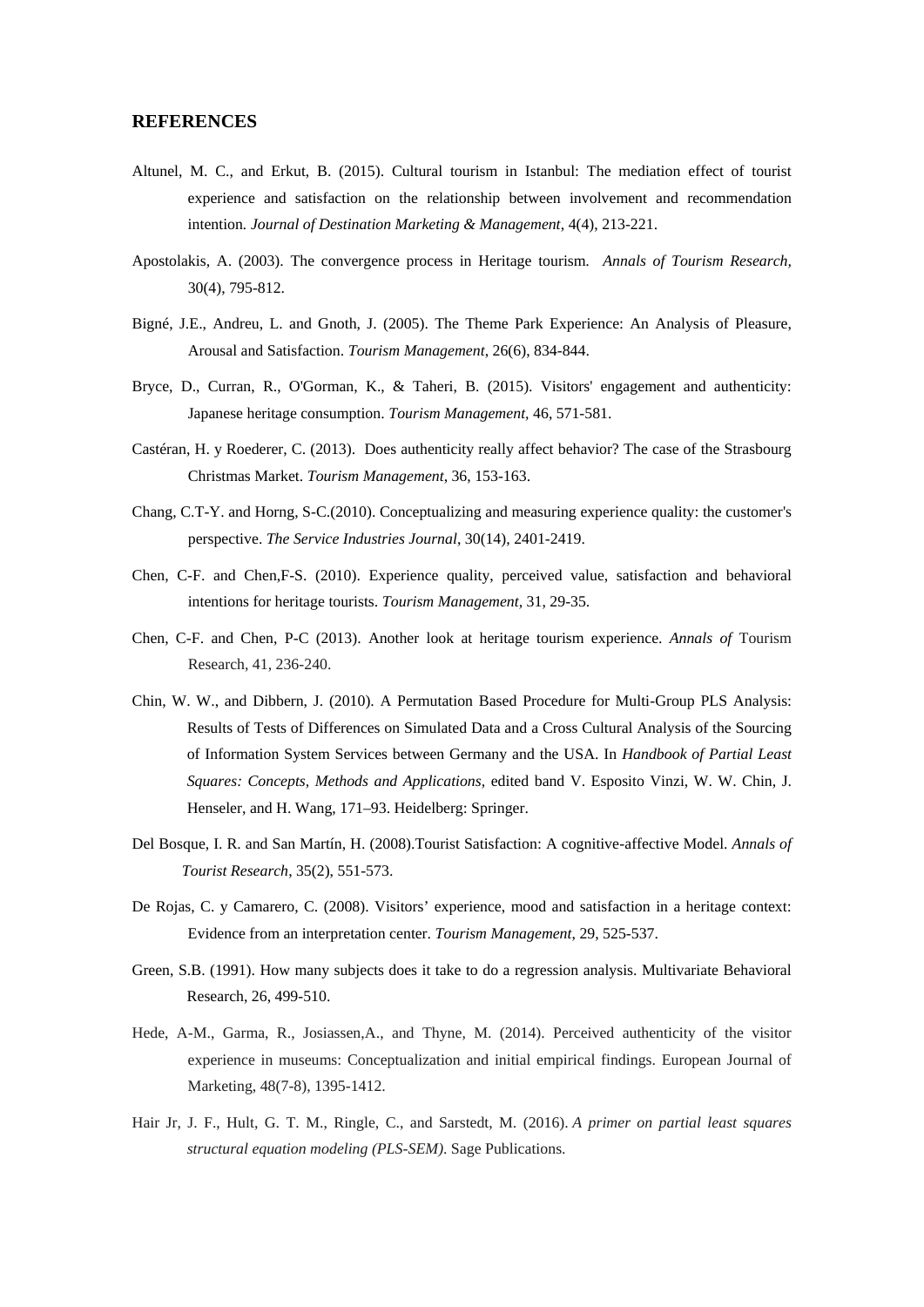## REFERENCES

Altunel, M. C., and Erkut, B. (2015). Cultural tourism in Istanbul: The mediation effect of tourist experience and satisfaction on the relationship between involvement and recommendation intention. *Journal of Destination Marketing & Management*, 4(4), 213-221.

Apostolakis, A. (2003). The convergence process in Heritage tourism. *Annals of Tourism Research,* 30(4), 795-812.

Bigné, J.E., Andreu, L. and Gnoth, J. (2005). The Theme Park Experience: An Analysis of Pleasure, Arousal and Satisfaction. *Tourism Management*, 26(6), 834-844.

Bryce, D., Curran, R., O'Gorman, K., & Taheri, B. (2015). Visitors' engagement and authenticity: Japanese heritage consumption. *Tourism Management*, 46, 571-581.

Castéran, H. y Roederer, C. (2013). Does authenticity really affect behavior? The case of the Strasbourg Christmas Market. *Tourism Management*, 36, 153-163.

Chang, C.T-Y. and Horng, S-C.(2010). Conceptualizing and measuring experience quality: the customer's perspective. *The Service Industries Journal*, 30(14), 2401-2419.

Chen, C-F. and Chen,F-S. (2010). Experience quality, perceived value, satisfaction and behavioral intentions for heritage tourists. *Tourism Management,* 31, 29-35.

Chen, C-F. and Chen, P-C (2013). Another look at heritage tourism experience. *Annals of* Tourism Research, 41, 236-240.

Chin, W. W., and Dibbern, J. (2010). A Permutation Based Procedure for Multi-Group PLS Analysis: Results of Tests of Differences on Simulated Data and a Cross Cultural Analysis of the Sourcing of Information System Services between Germany and the USA. In *Handbook of Partial Least Squares: Concepts, Methods and Applications,* edited band V. Esposito Vinzi, W. W. Chin, J. Henseler, and H. Wang, 171–93. Heidelberg: Springer.

Del Bosque, I. R. and San Martín, H. (2008).Tourist Satisfaction: A cognitive-affective Model. *Annals of Tourist Research*, 35(2), 551-573.

De Rojas, C. y Camarero, C. (2008). Visitors' experience, mood and satisfaction in a heritage context: Evidence from an interpretation center. *Tourism Management*, 29, 525-537.

Green, S.B. (1991). How many subjects does it take to do a regression analysis. Multivariate Behavioral Research, 26, 499-510.

Hede, A-M., Garma, R., Josiassen,A., and Thyne, M. (2014). Perceived authenticity of the visitor experience in museums: Conceptualization and initial empirical findings. European Journal of Marketing, 48(7-8), 1395-1412.

Hair Jr, J. F., Hult, G. T. M., Ringle, C., and Sarstedt, M. (2016). *A primer on partial least squares structural equation modeling (PLS-SEM)*. Sage Publications.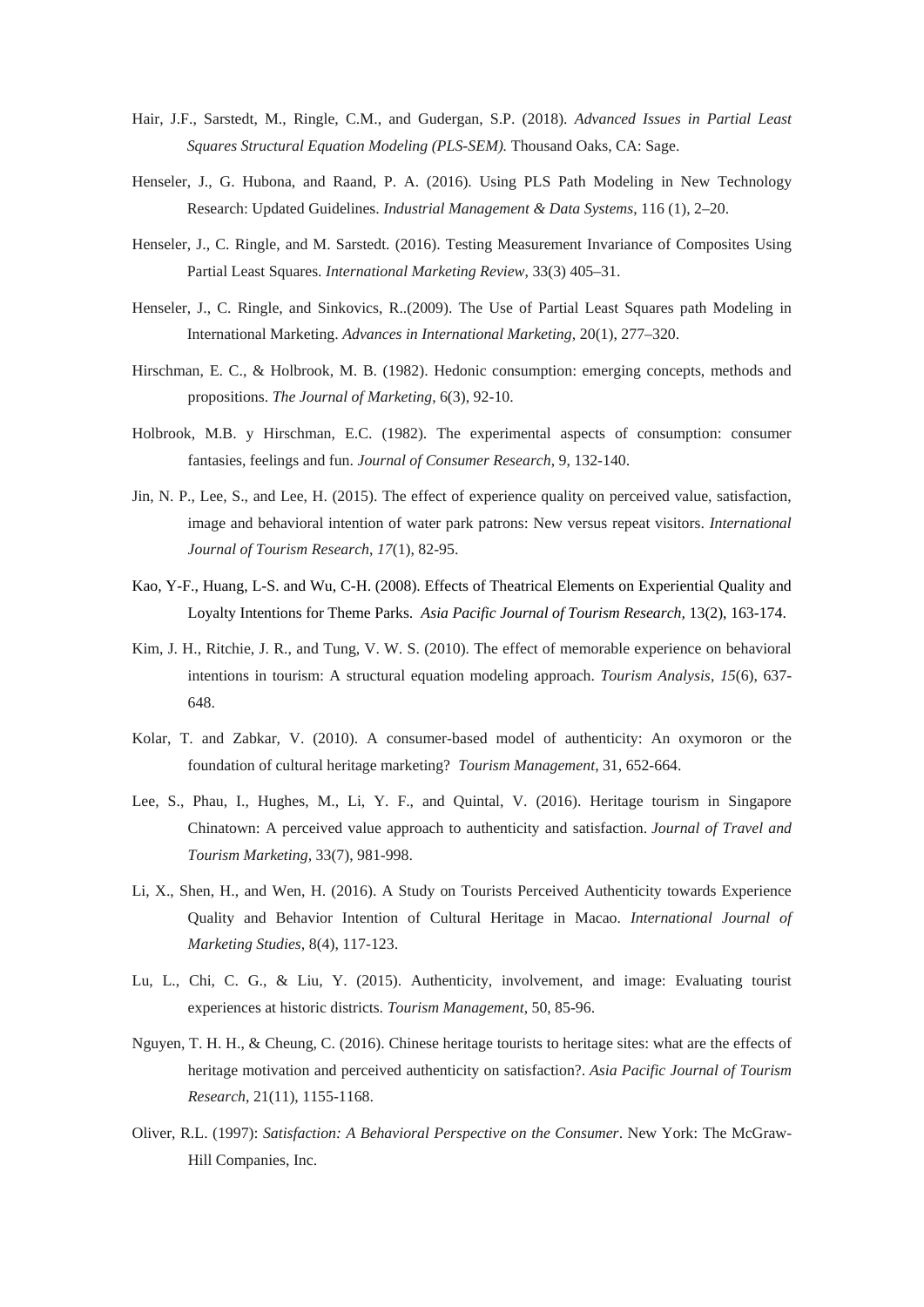Hair, J.F., Sarstedt, M., Ringle, C.M., and Gudergan, S.P. (2018). *Advanced Issues in Partial Least Squares Structural Equation Modeling (PLS-SEM).* Thousand Oaks, CA: Sage.

Henseler, J., G. Hubona, and Raand, P. A. (2016). Using PLS Path Modeling in New Technology Research: Updated Guidelines. *Industrial Management & Data Systems*, 116 (1), 2–20.

Henseler, J., C. Ringle, and M. Sarstedt. (2016). Testing Measurement Invariance of Composites Using Partial Least Squares. *International Marketing Review*, 33(3) 405–31.

Henseler, J., C. Ringle, and Sinkovics, R..(2009). The Use of Partial Least Squares path Modeling in International Marketing. *Advances in International Marketing*, 20(1), 277–320.

Hirschman, E. C., & Holbrook, M. B. (1982). Hedonic consumption: emerging concepts, methods and propositions. *The Journal of Marketing*, 6(3), 92-10.

Holbrook, M.B. y Hirschman, E.C. (1982). The experimental aspects of consumption: consumer fantasies, feelings and fun. *Journal of Consumer Research*, 9, 132-140.

Jin, N. P., Lee, S., and Lee, H. (2015). The effect of experience quality on perceived value, satisfaction, image and behavioral intention of water park patrons: New versus repeat visitors. *International Journal of Tourism Research*, *17*(1), 82-95.

Kao, Y-F., Huang, L-S. and Wu, C-H. (2008). Effects of Theatrical Elements on Experiential Quality and Loyalty Intentions for Theme Parks. *Asia Pacific Journal of Tourism Research*, 13(2), 163-174.

Kim, J. H., Ritchie, J. R., and Tung, V. W. S. (2010). The effect of memorable experience on behavioral intentions in tourism: A structural equation modeling approach. *Tourism Analysis*, *15*(6), 637-648.

Kolar, T. and Zabkar, V. (2010). A consumer-based model of authenticity: An oxymoron or the foundation of cultural heritage marketing? *Tourism Management*, 31, 652-664.

Lee, S., Phau, I., Hughes, M., Li, Y. F., and Quintal, V. (2016). Heritage tourism in Singapore Chinatown: A perceived value approach to authenticity and satisfaction. *Journal of Travel and Tourism Marketing,* 33(7), 981-998.

Li, X., Shen, H., and Wen, H. (2016). A Study on Tourists Perceived Authenticity towards Experience Quality and Behavior Intention of Cultural Heritage in Macao. *International Journal of Marketing Studies*, 8(4), 117-123.

Lu, L., Chi, C. G., & Liu, Y. (2015). Authenticity, involvement, and image: Evaluating tourist experiences at historic districts. *Tourism Management*, 50, 85-96.

Nguyen, T. H. H., & Cheung, C. (2016). Chinese heritage tourists to heritage sites: what are the effects of heritage motivation and perceived authenticity on satisfaction?. *Asia Pacific Journal of Tourism Research*, 21(11), 1155-1168.

Oliver, R.L. (1997): *Satisfaction: A Behavioral Perspective on the Consumer*. New York: The McGraw-Hill Companies, Inc.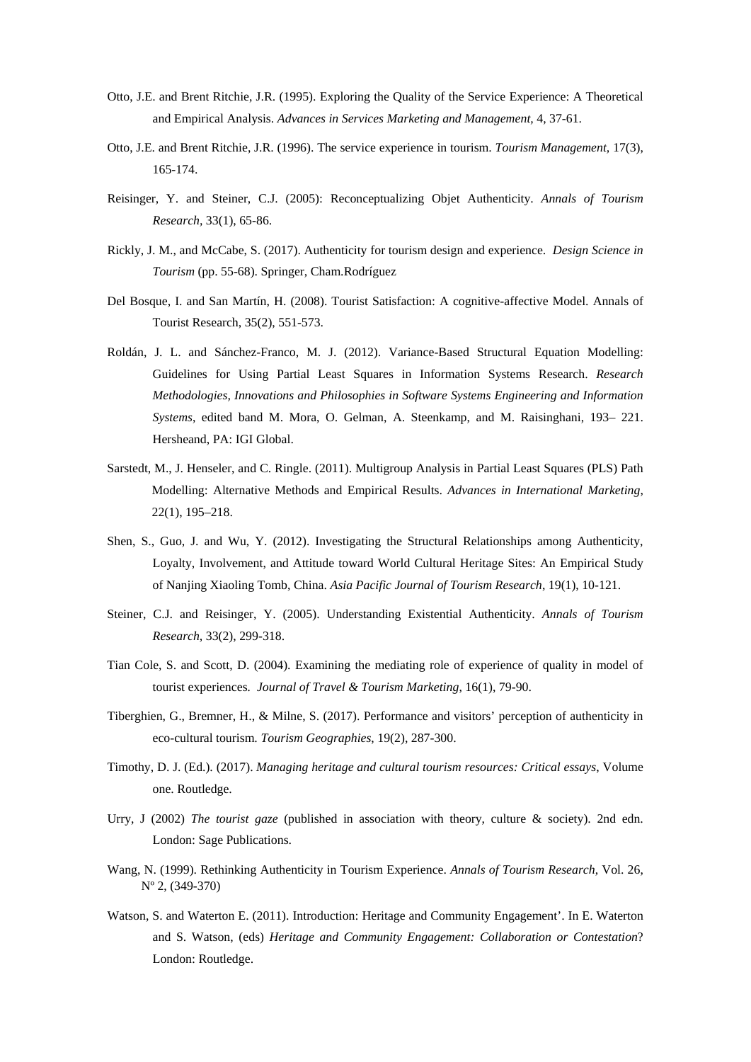Otto, J.E. and Brent Ritchie, J.R. (1995). Exploring the Quality of the Service Experience: A Theoretical and Empirical Analysis. *Advances in Services Marketing and Management*, 4, 37-61.

Otto, J.E. and Brent Ritchie, J.R. (1996). The service experience in tourism. *Tourism Management*, 17(3), 165-174.

Reisinger, Y. and Steiner, C.J. (2005): Reconceptualizing Objet Authenticity. *Annals of Tourism Research*, 33(1), 65-86.

Rickly, J. M., and McCabe, S. (2017). Authenticity for tourism design and experience. *Design Science in Tourism* (pp. 55-68). Springer, Cham.Rodríguez

Del Bosque, I. and San Martín, H. (2008). Tourist Satisfaction: A cognitive-affective Model. Annals of Tourist Research, 35(2), 551-573.

Roldán, J. L. and Sánchez-Franco, M. J. (2012). Variance-Based Structural Equation Modelling: Guidelines for Using Partial Least Squares in Information Systems Research. *Research Methodologies, Innovations and Philosophies in Software Systems Engineering and Information Systems*, edited band M. Mora, O. Gelman, A. Steenkamp, and M. Raisinghani, 193– 221. Hersheand, PA: IGI Global.

Sarstedt, M., J. Henseler, and C. Ringle. (2011). Multigroup Analysis in Partial Least Squares (PLS) Path Modelling: Alternative Methods and Empirical Results. *Advances in International Marketing*, 22(1), 195–218.

Shen, S., Guo, J. and Wu, Y. (2012). Investigating the Structural Relationships among Authenticity, Loyalty, Involvement, and Attitude toward World Cultural Heritage Sites: An Empirical Study of Nanjing Xiaoling Tomb, China. *Asia Pacific Journal of Tourism Research*, 19(1), 10-121.

Steiner, C.J. and Reisinger, Y. (2005). Understanding Existential Authenticity. *Annals of Tourism Research*, 33(2), 299-318.

Tian Cole, S. and Scott, D. (2004). Examining the mediating role of experience of quality in model of tourist experiences. *Journal of Travel & Tourism Marketing*, 16(1), 79-90.

Tiberghien, G., Bremner, H., & Milne, S. (2017). Performance and visitors' perception of authenticity in eco-cultural tourism. *Tourism Geographies*, 19(2), 287-300.

Timothy, D. J. (Ed.). (2017). *Managing heritage and cultural tourism resources: Critical essays*, Volume one. Routledge.

Urry, J (2002) *The tourist gaze* (published in association with theory, culture & society). 2nd edn. London: Sage Publications.

Wang, N. (1999). Rethinking Authenticity in Tourism Experience. *Annals of Tourism Research*, Vol. 26, Nº 2, (349-370)

Watson, S. and Waterton E. (2011). Introduction: Heritage and Community Engagement'. In E. Waterton and S. Watson, (eds) *Heritage and Community Engagement: Collaboration or Contestation*? London: Routledge.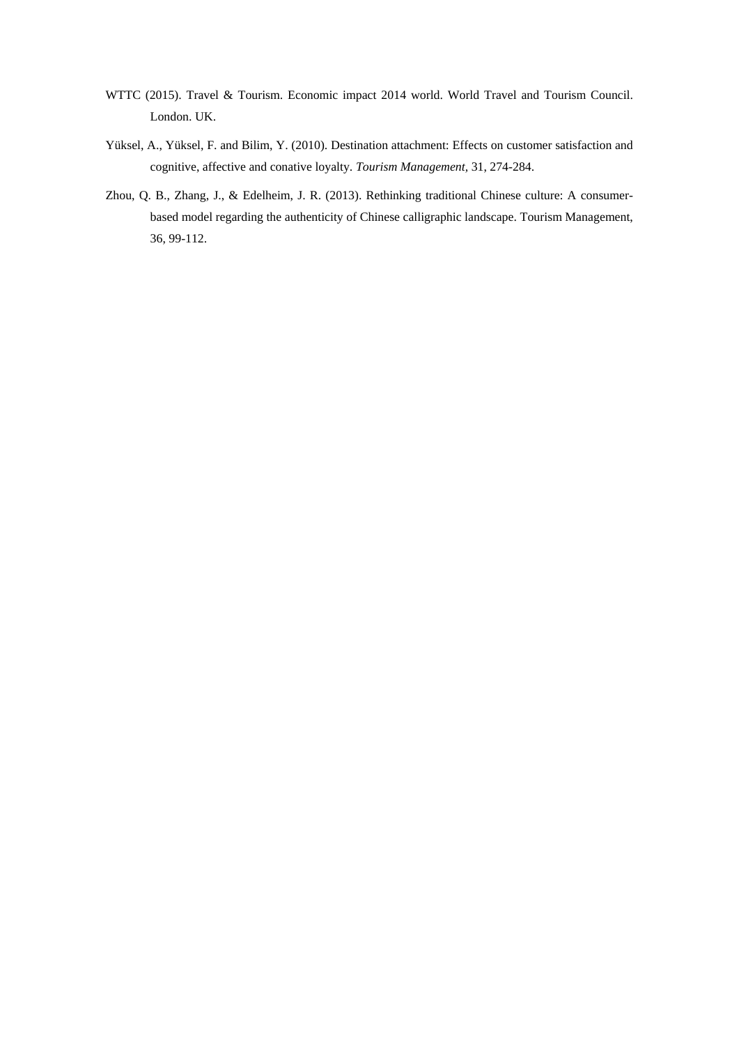WTTC (2015). Travel & Tourism. Economic impact 2014 world. World Travel and Tourism Council. London. UK.

Yüksel, A., Yüksel, F. and Bilim, Y. (2010). Destination attachment: Effects on customer satisfaction and cognitive, affective and conative loyalty. *Tourism Management*, 31, 274-284.

Zhou, Q. B., Zhang, J., & Edelheim, J. R. (2013). Rethinking traditional Chinese culture: A consumer-based model regarding the authenticity of Chinese calligraphic landscape. Tourism Management, 36, 99-112.